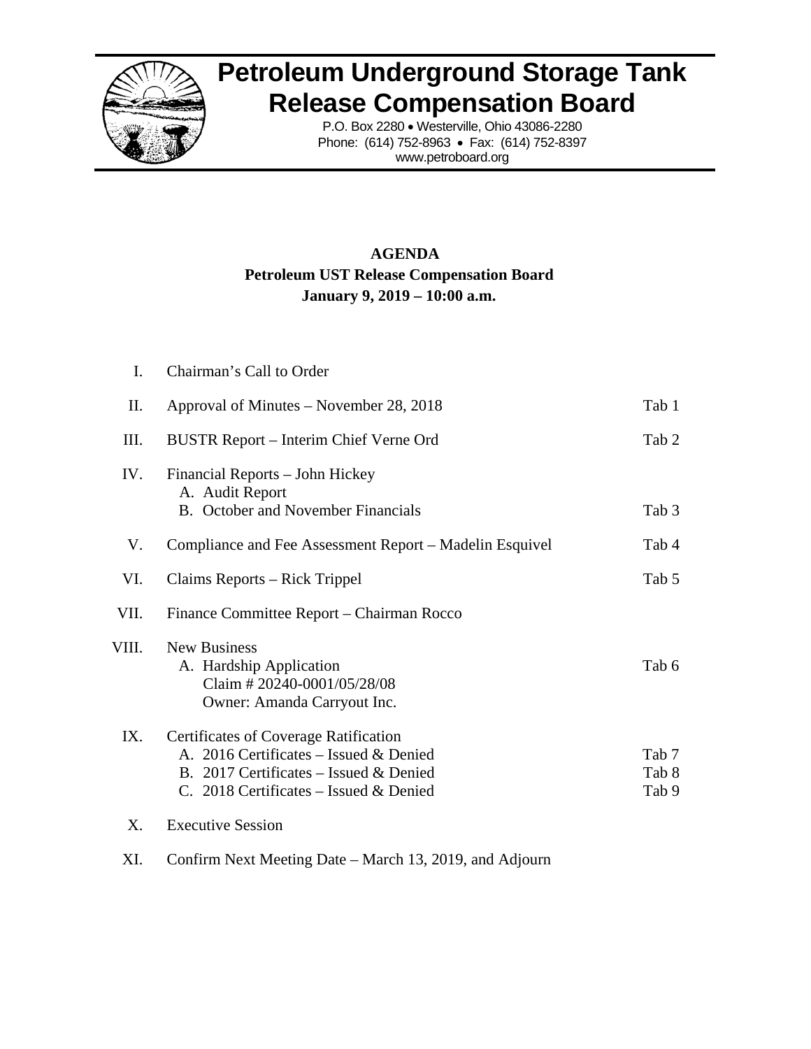# Petroleum Underground Storage Tank Release Compensation Board

P.O. Box 2280 • Westerville, Ohio 43086-2280
Phone: (614) 752-8963 • Fax: (614) 752-8397
www.petroboard.org

**AGENDA**
**Petroleum UST Release Compensation Board**
**January 9, 2019 – 10:00 a.m.**

| | | |
|---|---|---|
| I. | Chairman's Call to Order | |
| II. | Approval of Minutes – November 28, 2018 | Tab 1 |
| III. | BUSTR Report – Interim Chief Verne Ord | Tab 2 |
| IV. | Financial Reports – John Hickey<br>A. Audit Report<br>B. October and November Financials | Tab 3 |
| V. | Compliance and Fee Assessment Report – Madelin Esquivel | Tab 4 |
| VI. | Claims Reports – Rick Trippel | Tab 5 |
| VII. | Finance Committee Report – Chairman Rocco | |
| VIII. | New Business<br>A. Hardship Application<br>Claim # 20240-0001/05/28/08<br>Owner: Amanda Carryout Inc. | Tab 6 |
| IX. | Certificates of Coverage Ratification<br>A. 2016 Certificates – Issued & Denied<br>B. 2017 Certificates – Issued & Denied<br>C. 2018 Certificates – Issued & Denied | Tab 7<br>Tab 8<br>Tab 9 |
| X. | Executive Session | |
| XI. | Confirm Next Meeting Date – March 13, 2019, and Adjourn | |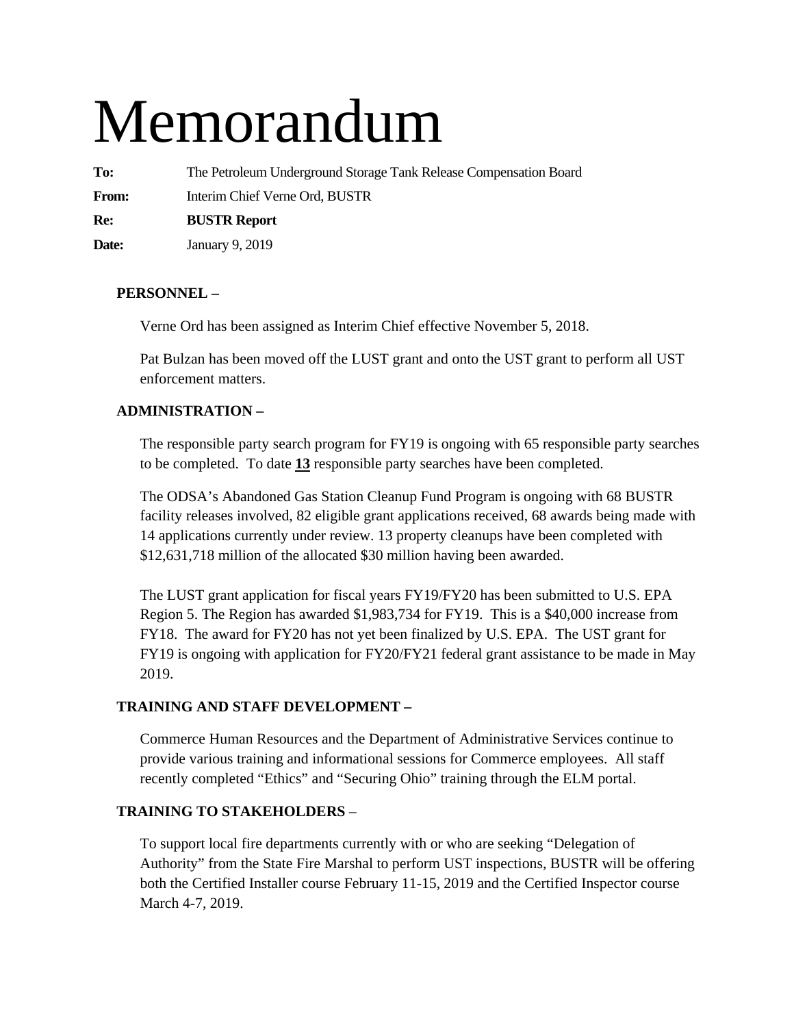# Memorandum

**To:** The Petroleum Underground Storage Tank Release Compensation Board

**From:** Interim Chief Verne Ord, BUSTR

**Re:** **BUSTR Report**

**Date:** January 9, 2019

**PERSONNEL –**

Verne Ord has been assigned as Interim Chief effective November 5, 2018.

Pat Bulzan has been moved off the LUST grant and onto the UST grant to perform all UST enforcement matters.

**ADMINISTRATION –**

The responsible party search program for FY19 is ongoing with 65 responsible party searches to be completed. To date **13** responsible party searches have been completed.

The ODSA's Abandoned Gas Station Cleanup Fund Program is ongoing with 68 BUSTR facility releases involved, 82 eligible grant applications received, 68 awards being made with 14 applications currently under review. 13 property cleanups have been completed with $12,631,718 million of the allocated $30 million having been awarded.

The LUST grant application for fiscal years FY19/FY20 has been submitted to U.S. EPA Region 5. The Region has awarded $1,983,734 for FY19. This is a $40,000 increase from FY18. The award for FY20 has not yet been finalized by U.S. EPA. The UST grant for FY19 is ongoing with application for FY20/FY21 federal grant assistance to be made in May 2019.

**TRAINING AND STAFF DEVELOPMENT –**

Commerce Human Resources and the Department of Administrative Services continue to provide various training and informational sessions for Commerce employees. All staff recently completed "Ethics" and "Securing Ohio" training through the ELM portal.

**TRAINING TO STAKEHOLDERS –**

To support local fire departments currently with or who are seeking "Delegation of Authority" from the State Fire Marshal to perform UST inspections, BUSTR will be offering both the Certified Installer course February 11-15, 2019 and the Certified Inspector course March 4-7, 2019.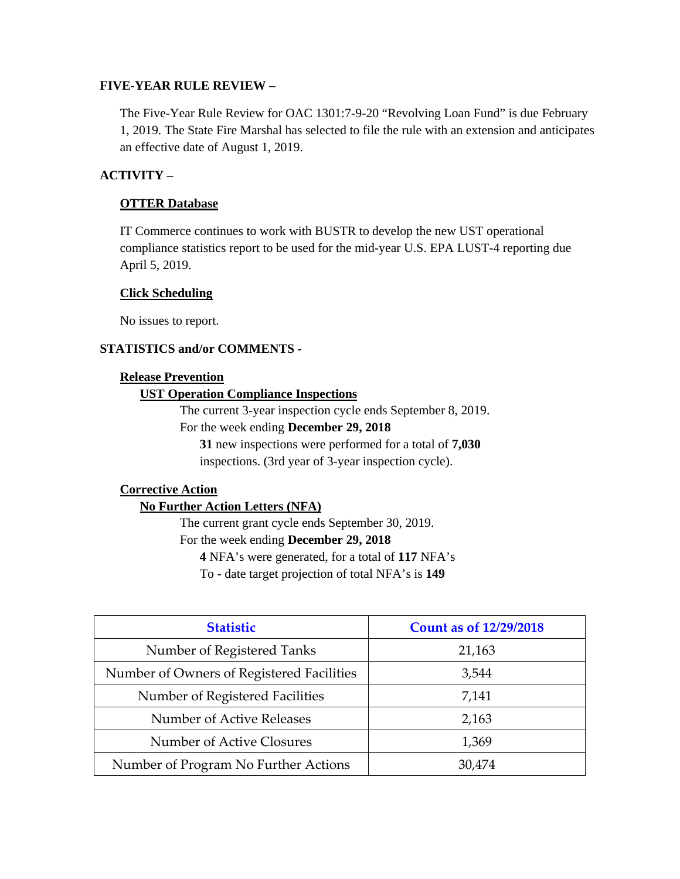**FIVE-YEAR RULE REVIEW –**

The Five-Year Rule Review for OAC 1301:7-9-20 "Revolving Loan Fund" is due February 1, 2019. The State Fire Marshal has selected to file the rule with an extension and anticipates an effective date of August 1, 2019.

**ACTIVITY –**

**OTTER Database**

IT Commerce continues to work with BUSTR to develop the new UST operational compliance statistics report to be used for the mid-year U.S. EPA LUST-4 reporting due April 5, 2019.

**Click Scheduling**

No issues to report.

**STATISTICS and/or COMMENTS -**

**Release Prevention**

**UST Operation Compliance Inspections**

The current 3-year inspection cycle ends September 8, 2019.

For the week ending **December 29, 2018**

**31** new inspections were performed for a total of **7,030** inspections. (3rd year of 3-year inspection cycle).

**Corrective Action**

**No Further Action Letters (NFA)**

The current grant cycle ends September 30, 2019.

For the week ending **December 29, 2018**

**4** NFA's were generated, for a total of **117** NFA's

To - date target projection of total NFA's is **149**

| Statistic | Count as of 12/29/2018 |
|---|---|
| Number of Registered Tanks | 21,163 |
| Number of Owners of Registered Facilities | 3,544 |
| Number of Registered Facilities | 7,141 |
| Number of Active Releases | 2,163 |
| Number of Active Closures | 1,369 |
| Number of Program No Further Actions | 30,474 |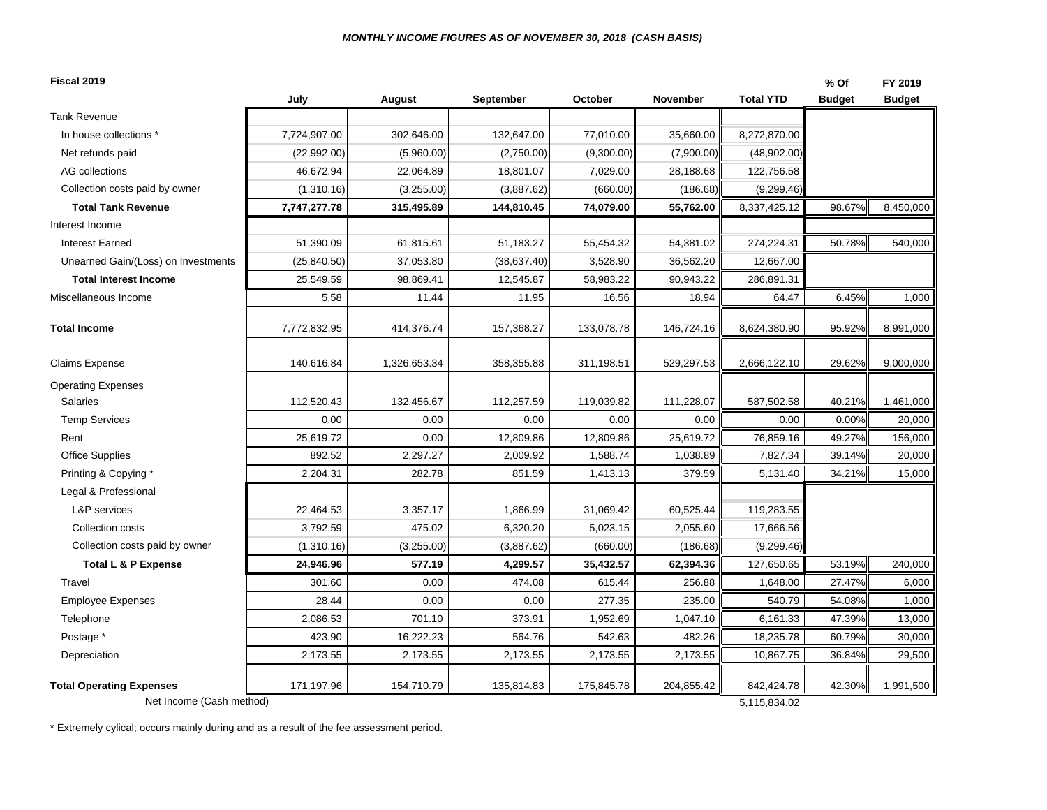***MONTHLY INCOME FIGURES AS OF NOVEMBER 30, 2018 (CASH BASIS)***

| **Fiscal 2019** | **July** | **August** | **September** | **October** | **November** | **Total YTD** | **% Of Budget** | **FY 2019 Budget** |
|---|---|---|---|---|---|---|---|---|
| Tank Revenue | | | | | | | | |
| In house collections * | 7,724,907.00 | 302,646.00 | 132,647.00 | 77,010.00 | 35,660.00 | 8,272,870.00 | | |
| Net refunds paid | (22,992.00) | (5,960.00) | (2,750.00) | (9,300.00) | (7,900.00) | (48,902.00) | | |
| AG collections | 46,672.94 | 22,064.89 | 18,801.07 | 7,029.00 | 28,188.68 | 122,756.58 | | |
| Collection costs paid by owner | (1,310.16) | (3,255.00) | (3,887.62) | (660.00) | (186.68) | (9,299.46) | | |
| **Total Tank Revenue** | **7,747,277.78** | **315,495.89** | **144,810.45** | **74,079.00** | **55,762.00** | 8,337,425.12 | 98.67% | 8,450,000 |
| Interest Income | | | | | | | | |
| Interest Earned | 51,390.09 | 61,815.61 | 51,183.27 | 55,454.32 | 54,381.02 | 274,224.31 | 50.78% | 540,000 |
| Unearned Gain/(Loss) on Investments | (25,840.50) | 37,053.80 | (38,637.40) | 3,528.90 | 36,562.20 | 12,667.00 | | |
| **Total Interest Income** | 25,549.59 | 98,869.41 | 12,545.87 | 58,983.22 | 90,943.22 | 286,891.31 | | |
| Miscellaneous Income | 5.58 | 11.44 | 11.95 | 16.56 | 18.94 | 64.47 | 6.45% | 1,000 |
| **Total Income** | 7,772,832.95 | 414,376.74 | 157,368.27 | 133,078.78 | 146,724.16 | 8,624,380.90 | 95.92% | 8,991,000 |
| Claims Expense | 140,616.84 | 1,326,653.34 | 358,355.88 | 311,198.51 | 529,297.53 | 2,666,122.10 | 29.62% | 9,000,000 |
| Operating Expenses | | | | | | | | |
| Salaries | 112,520.43 | 132,456.67 | 112,257.59 | 119,039.82 | 111,228.07 | 587,502.58 | 40.21% | 1,461,000 |
| Temp Services | 0.00 | 0.00 | 0.00 | 0.00 | 0.00 | 0.00 | 0.00% | 20,000 |
| Rent | 25,619.72 | 0.00 | 12,809.86 | 12,809.86 | 25,619.72 | 76,859.16 | 49.27% | 156,000 |
| Office Supplies | 892.52 | 2,297.27 | 2,009.92 | 1,588.74 | 1,038.89 | 7,827.34 | 39.14% | 20,000 |
| Printing & Copying * | 2,204.31 | 282.78 | 851.59 | 1,413.13 | 379.59 | 5,131.40 | 34.21% | 15,000 |
| Legal & Professional | | | | | | | | |
| L&P services | 22,464.53 | 3,357.17 | 1,866.99 | 31,069.42 | 60,525.44 | 119,283.55 | | |
| Collection costs | 3,792.59 | 475.02 | 6,320.20 | 5,023.15 | 2,055.60 | 17,666.56 | | |
| Collection costs paid by owner | (1,310.16) | (3,255.00) | (3,887.62) | (660.00) | (186.68) | (9,299.46) | | |
| **Total L & P Expense** | **24,946.96** | **577.19** | **4,299.57** | **35,432.57** | **62,394.36** | 127,650.65 | 53.19% | 240,000 |
| Travel | 301.60 | 0.00 | 474.08 | 615.44 | 256.88 | 1,648.00 | 27.47% | 6,000 |
| Employee Expenses | 28.44 | 0.00 | 0.00 | 277.35 | 235.00 | 540.79 | 54.08% | 1,000 |
| Telephone | 2,086.53 | 701.10 | 373.91 | 1,952.69 | 1,047.10 | 6,161.33 | 47.39% | 13,000 |
| Postage * | 423.90 | 16,222.23 | 564.76 | 542.63 | 482.26 | 18,235.78 | 60.79% | 30,000 |
| Depreciation | 2,173.55 | 2,173.55 | 2,173.55 | 2,173.55 | 2,173.55 | 10,867.75 | 36.84% | 29,500 |
| **Total Operating Expenses** | 171,197.96 | 154,710.79 | 135,814.83 | 175,845.78 | 204,855.42 | 842,424.78 | 42.30% | 1,991,500 |
| Net Income (Cash method) | | | | | | 5,115,834.02 | | |

\* Extremely cylical; occurs mainly during and as a result of the fee assessment period.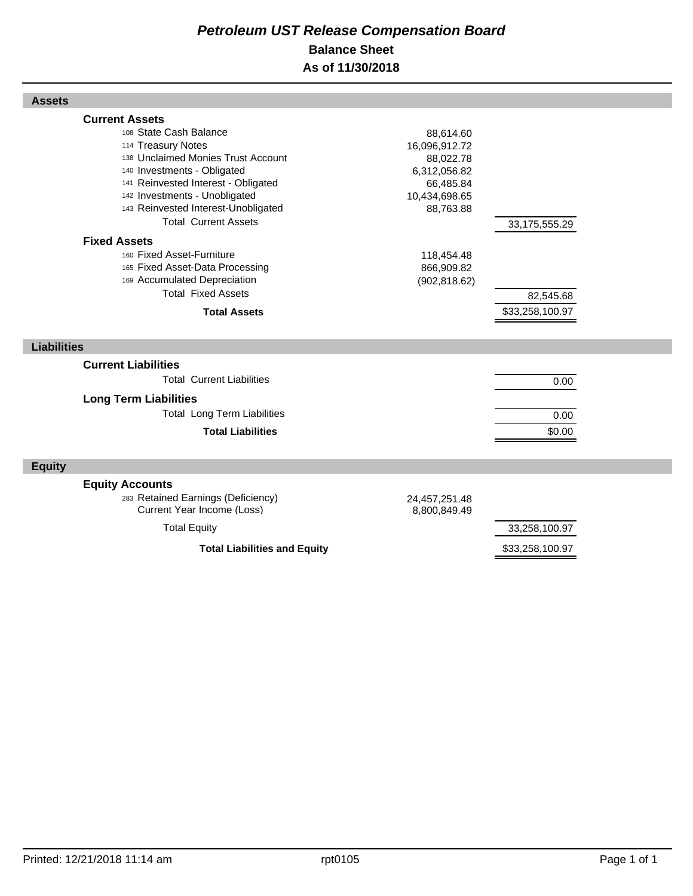# *Petroleum UST Release Compensation Board*

## Balance Sheet

## As of 11/30/2018

| | | |
|---|---|---|
| **Assets** | | |
| **Current Assets** | | |
| 108 State Cash Balance | 88,614.60 | |
| 114 Treasury Notes | 16,096,912.72 | |
| 138 Unclaimed Monies Trust Account | 88,022.78 | |
| 140 Investments - Obligated | 6,312,056.82 | |
| 141 Reinvested Interest - Obligated | 66,485.84 | |
| 142 Investments - Unobligated | 10,434,698.65 | |
| 143 Reinvested Interest-Unobligated | 88,763.88 | |
| Total Current Assets | | 33,175,555.29 |
| **Fixed Assets** | | |
| 160 Fixed Asset-Furniture | 118,454.48 | |
| 165 Fixed Asset-Data Processing | 866,909.82 | |
| 169 Accumulated Depreciation | (902,818.62) | |
| Total Fixed Assets | | 82,545.68 |
| **Total Assets** | | $33,258,100.97 |
| **Liabilities** | | |
| **Current Liabilities** | | |
| Total Current Liabilities | | 0.00 |
| **Long Term Liabilities** | | |
| Total Long Term Liabilities | | 0.00 |
| **Total Liabilities** | | $0.00 |
| **Equity** | | |
| **Equity Accounts** | | |
| 283 Retained Earnings (Deficiency) | 24,457,251.48 | |
| Current Year Income (Loss) | 8,800,849.49 | |
| Total Equity | | 33,258,100.97 |
| **Total Liabilities and Equity** | | $33,258,100.97 |

Printed: 12/21/2018 11:14 am rpt0105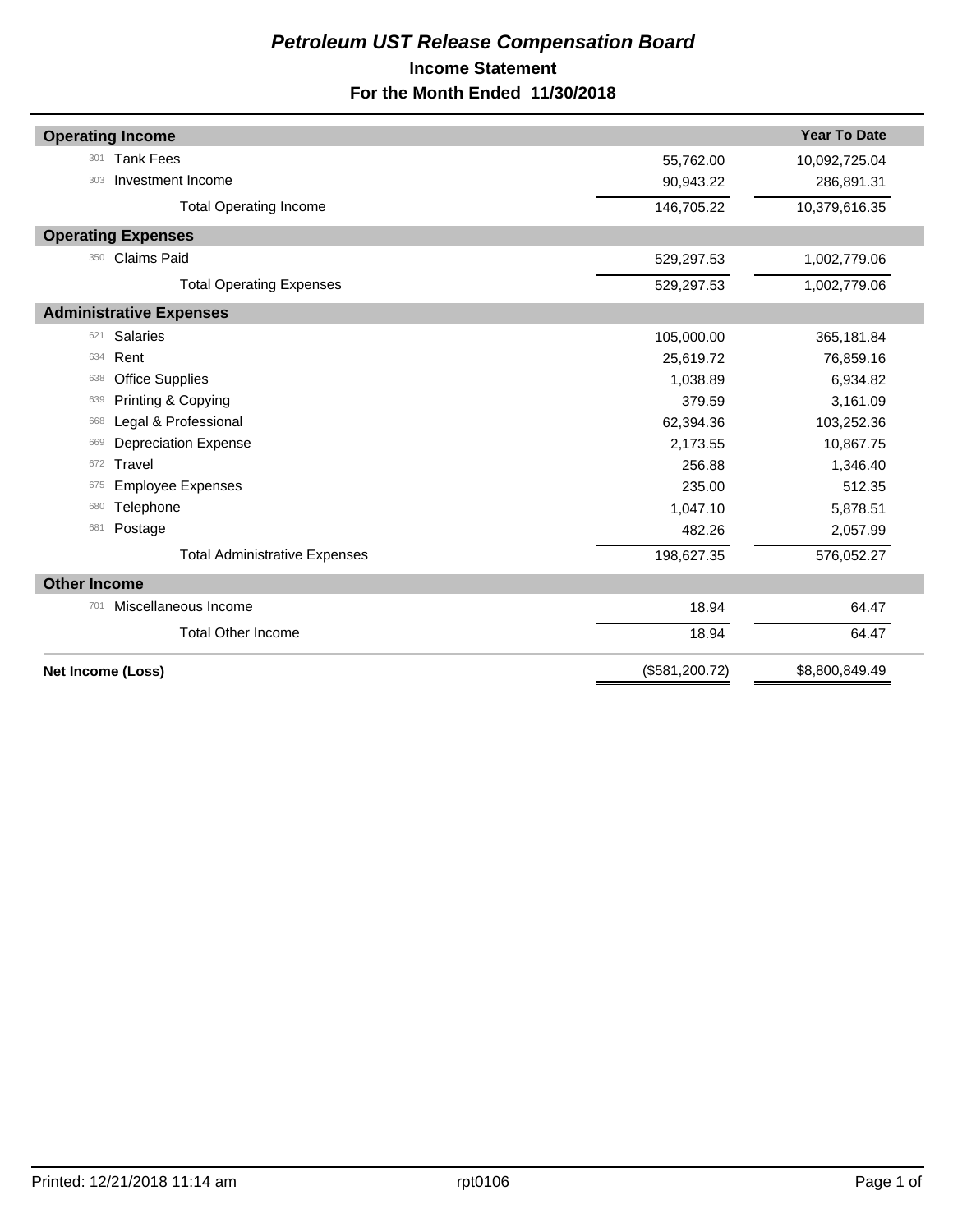# *Petroleum UST Release Compensation Board*

## Income Statement

## For the Month Ended 11/30/2018

| Account | Description | Current Month | Year To Date |
|---|---|---|---|
| **Operating Income** | | | |
| 301 | Tank Fees | 55,762.00 | 10,092,725.04 |
| 303 | Investment Income | 90,943.22 | 286,891.31 |
| | Total Operating Income | 146,705.22 | 10,379,616.35 |
| **Operating Expenses** | | | |
| 350 | Claims Paid | 529,297.53 | 1,002,779.06 |
| | Total Operating Expenses | 529,297.53 | 1,002,779.06 |
| **Administrative Expenses** | | | |
| 621 | Salaries | 105,000.00 | 365,181.84 |
| 634 | Rent | 25,619.72 | 76,859.16 |
| 638 | Office Supplies | 1,038.89 | 6,934.82 |
| 639 | Printing & Copying | 379.59 | 3,161.09 |
| 668 | Legal & Professional | 62,394.36 | 103,252.36 |
| 669 | Depreciation Expense | 2,173.55 | 10,867.75 |
| 672 | Travel | 256.88 | 1,346.40 |
| 675 | Employee Expenses | 235.00 | 512.35 |
| 680 | Telephone | 1,047.10 | 5,878.51 |
| 681 | Postage | 482.26 | 2,057.99 |
| | Total Administrative Expenses | 198,627.35 | 576,052.27 |
| **Other Income** | | | |
| 701 | Miscellaneous Income | 18.94 | 64.47 |
| | Total Other Income | 18.94 | 64.47 |
| **Net Income (Loss)** | | ($581,200.72) | $8,800,849.49 |

Printed: 12/21/2018 11:14 am rpt0106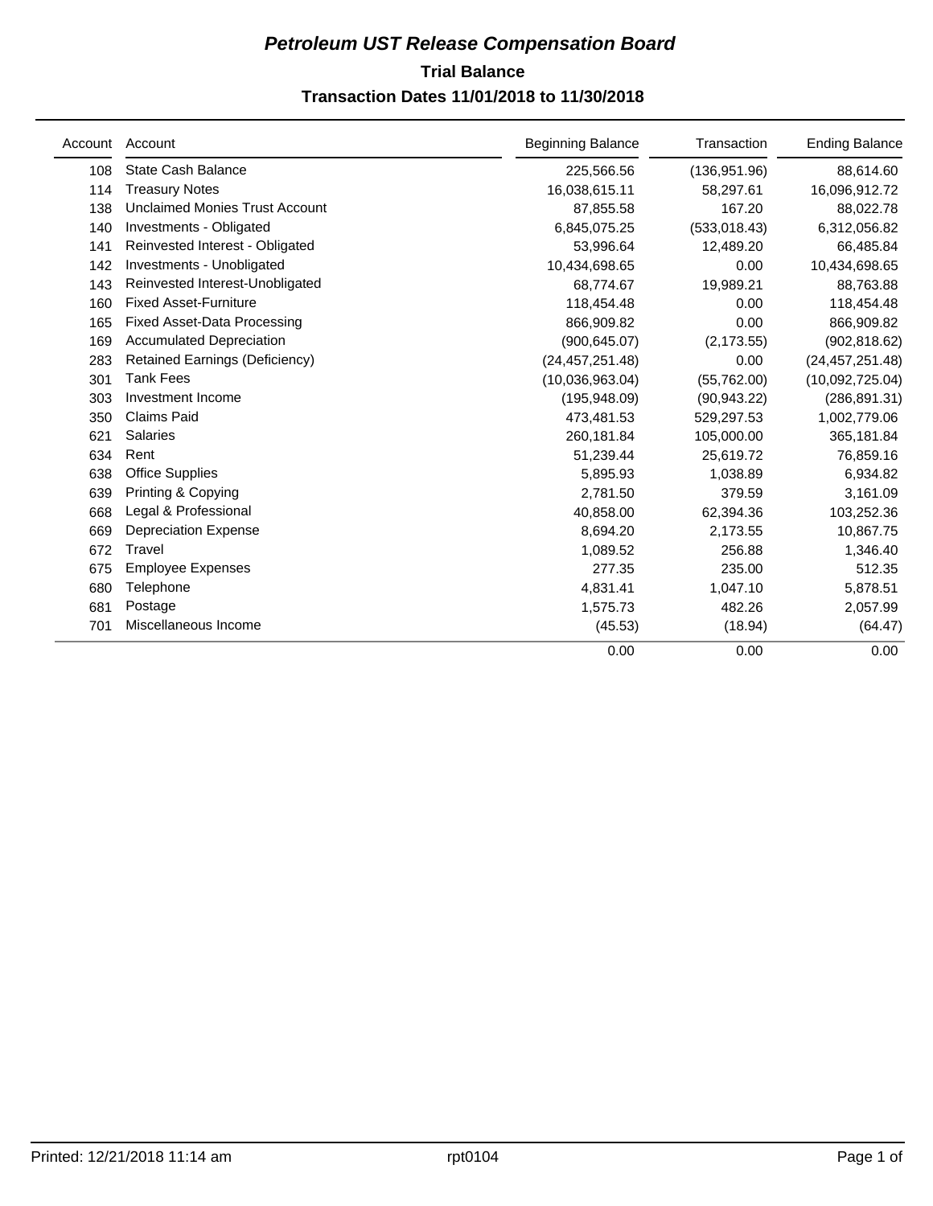# Petroleum UST Release Compensation Board

## Trial Balance

### Transaction Dates 11/01/2018 to 11/30/2018

| Account | Account | Beginning Balance | Transaction | Ending Balance |
|---|---|---|---|---|
| 108 | State Cash Balance | 225,566.56 | (136,951.96) | 88,614.60 |
| 114 | Treasury Notes | 16,038,615.11 | 58,297.61 | 16,096,912.72 |
| 138 | Unclaimed Monies Trust Account | 87,855.58 | 167.20 | 88,022.78 |
| 140 | Investments - Obligated | 6,845,075.25 | (533,018.43) | 6,312,056.82 |
| 141 | Reinvested Interest - Obligated | 53,996.64 | 12,489.20 | 66,485.84 |
| 142 | Investments - Unobligated | 10,434,698.65 | 0.00 | 10,434,698.65 |
| 143 | Reinvested Interest-Unobligated | 68,774.67 | 19,989.21 | 88,763.88 |
| 160 | Fixed Asset-Furniture | 118,454.48 | 0.00 | 118,454.48 |
| 165 | Fixed Asset-Data Processing | 866,909.82 | 0.00 | 866,909.82 |
| 169 | Accumulated Depreciation | (900,645.07) | (2,173.55) | (902,818.62) |
| 283 | Retained Earnings (Deficiency) | (24,457,251.48) | 0.00 | (24,457,251.48) |
| 301 | Tank Fees | (10,036,963.04) | (55,762.00) | (10,092,725.04) |
| 303 | Investment Income | (195,948.09) | (90,943.22) | (286,891.31) |
| 350 | Claims Paid | 473,481.53 | 529,297.53 | 1,002,779.06 |
| 621 | Salaries | 260,181.84 | 105,000.00 | 365,181.84 |
| 634 | Rent | 51,239.44 | 25,619.72 | 76,859.16 |
| 638 | Office Supplies | 5,895.93 | 1,038.89 | 6,934.82 |
| 639 | Printing & Copying | 2,781.50 | 379.59 | 3,161.09 |
| 668 | Legal & Professional | 40,858.00 | 62,394.36 | 103,252.36 |
| 669 | Depreciation Expense | 8,694.20 | 2,173.55 | 10,867.75 |
| 672 | Travel | 1,089.52 | 256.88 | 1,346.40 |
| 675 | Employee Expenses | 277.35 | 235.00 | 512.35 |
| 680 | Telephone | 4,831.41 | 1,047.10 | 5,878.51 |
| 681 | Postage | 1,575.73 | 482.26 | 2,057.99 |
| 701 | Miscellaneous Income | (45.53) | (18.94) | (64.47) |
| | | 0.00 | 0.00 | 0.00 |

Printed: 12/21/2018 11:14 am    rpt0104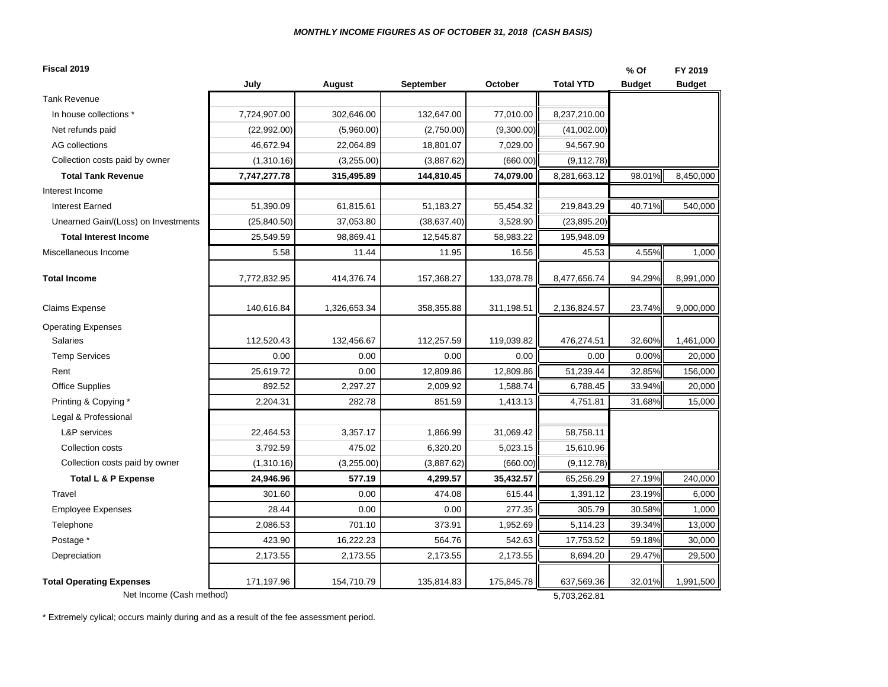***MONTHLY INCOME FIGURES AS OF OCTOBER 31, 2018 (CASH BASIS)***

| Fiscal 2019 | July | August | September | October | Total YTD | % Of Budget | FY 2019 Budget |
|---|---|---|---|---|---|---|---|
| Tank Revenue | | | | | | | |
| In house collections * | 7,724,907.00 | 302,646.00 | 132,647.00 | 77,010.00 | 8,237,210.00 | | |
| Net refunds paid | (22,992.00) | (5,960.00) | (2,750.00) | (9,300.00) | (41,002.00) | | |
| AG collections | 46,672.94 | 22,064.89 | 18,801.07 | 7,029.00 | 94,567.90 | | |
| Collection costs paid by owner | (1,310.16) | (3,255.00) | (3,887.62) | (660.00) | (9,112.78) | | |
| **Total Tank Revenue** | **7,747,277.78** | **315,495.89** | **144,810.45** | **74,079.00** | 8,281,663.12 | 98.01% | 8,450,000 |
| Interest Income | | | | | | | |
| Interest Earned | 51,390.09 | 61,815.61 | 51,183.27 | 55,454.32 | 219,843.29 | 40.71% | 540,000 |
| Unearned Gain/(Loss) on Investments | (25,840.50) | 37,053.80 | (38,637.40) | 3,528.90 | (23,895.20) | | |
| **Total Interest Income** | 25,549.59 | 98,869.41 | 12,545.87 | 58,983.22 | 195,948.09 | | |
| Miscellaneous Income | 5.58 | 11.44 | 11.95 | 16.56 | 45.53 | 4.55% | 1,000 |
| **Total Income** | 7,772,832.95 | 414,376.74 | 157,368.27 | 133,078.78 | 8,477,656.74 | 94.29% | 8,991,000 |
| Claims Expense | 140,616.84 | 1,326,653.34 | 358,355.88 | 311,198.51 | 2,136,824.57 | 23.74% | 9,000,000 |
| Operating Expenses | | | | | | | |
| Salaries | 112,520.43 | 132,456.67 | 112,257.59 | 119,039.82 | 476,274.51 | 32.60% | 1,461,000 |
| Temp Services | 0.00 | 0.00 | 0.00 | 0.00 | 0.00 | 0.00% | 20,000 |
| Rent | 25,619.72 | 0.00 | 12,809.86 | 12,809.86 | 51,239.44 | 32.85% | 156,000 |
| Office Supplies | 892.52 | 2,297.27 | 2,009.92 | 1,588.74 | 6,788.45 | 33.94% | 20,000 |
| Printing & Copying * | 2,204.31 | 282.78 | 851.59 | 1,413.13 | 4,751.81 | 31.68% | 15,000 |
| Legal & Professional | | | | | | | |
| L&P services | 22,464.53 | 3,357.17 | 1,866.99 | 31,069.42 | 58,758.11 | | |
| Collection costs | 3,792.59 | 475.02 | 6,320.20 | 5,023.15 | 15,610.96 | | |
| Collection costs paid by owner | (1,310.16) | (3,255.00) | (3,887.62) | (660.00) | (9,112.78) | | |
| **Total L & P Expense** | **24,946.96** | **577.19** | **4,299.57** | **35,432.57** | 65,256.29 | 27.19% | 240,000 |
| Travel | 301.60 | 0.00 | 474.08 | 615.44 | 1,391.12 | 23.19% | 6,000 |
| Employee Expenses | 28.44 | 0.00 | 0.00 | 277.35 | 305.79 | 30.58% | 1,000 |
| Telephone | 2,086.53 | 701.10 | 373.91 | 1,952.69 | 5,114.23 | 39.34% | 13,000 |
| Postage * | 423.90 | 16,222.23 | 564.76 | 542.63 | 17,753.52 | 59.18% | 30,000 |
| Depreciation | 2,173.55 | 2,173.55 | 2,173.55 | 2,173.55 | 8,694.20 | 29.47% | 29,500 |
| **Total Operating Expenses** | 171,197.96 | 154,710.79 | 135,814.83 | 175,845.78 | 637,569.36 | 32.01% | 1,991,500 |
| Net Income (Cash method) | | | | | 5,703,262.81 | | |

\* Extremely cylical; occurs mainly during and as a result of the fee assessment period.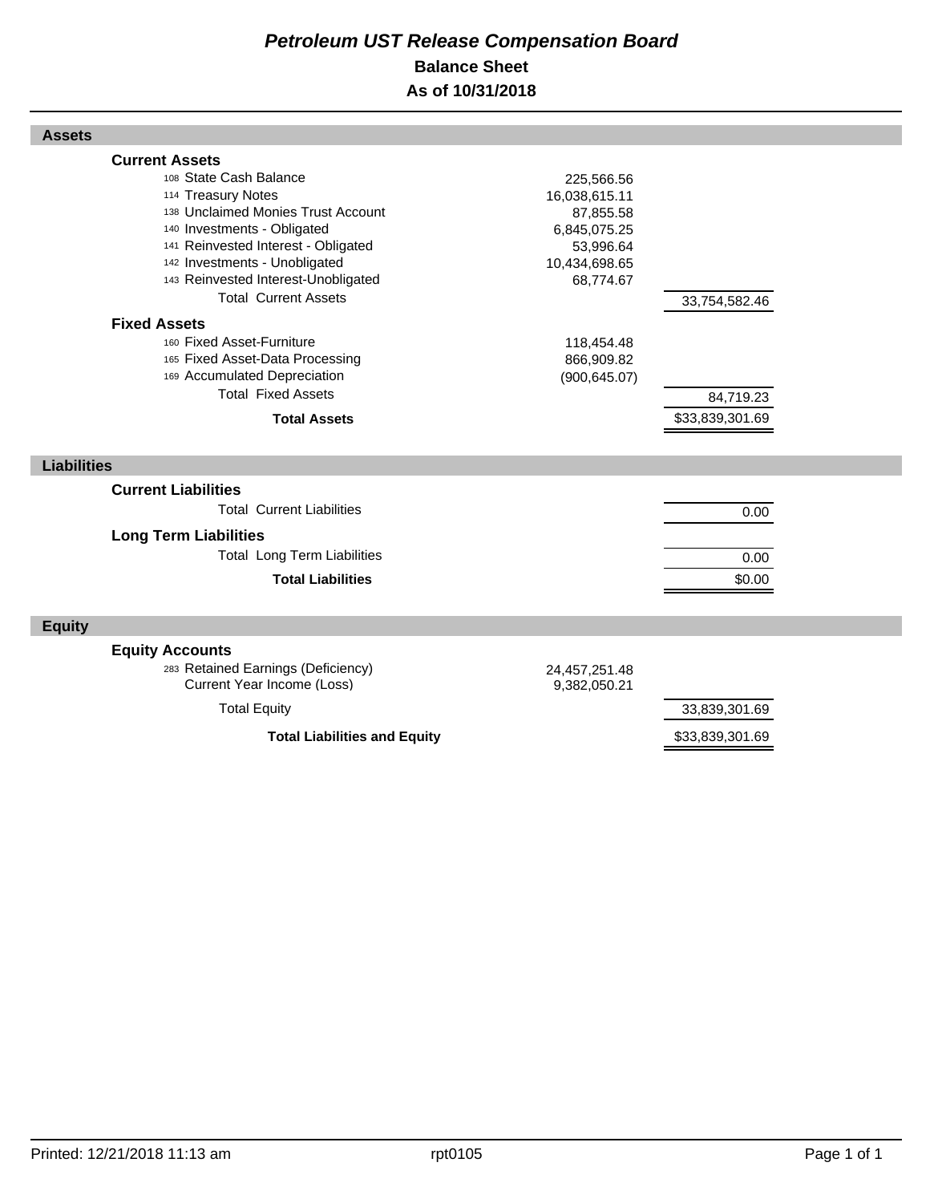# *Petroleum UST Release Compensation Board*

## Balance Sheet

## As of 10/31/2018

### Assets

| | | |
|---|---|---|
| **Current Assets** | | |
| 108 State Cash Balance | 225,566.56 | |
| 114 Treasury Notes | 16,038,615.11 | |
| 138 Unclaimed Monies Trust Account | 87,855.58 | |
| 140 Investments - Obligated | 6,845,075.25 | |
| 141 Reinvested Interest - Obligated | 53,996.64 | |
| 142 Investments - Unobligated | 10,434,698.65 | |
| 143 Reinvested Interest-Unobligated | 68,774.67 | |
| Total Current Assets | | 33,754,582.46 |
| **Fixed Assets** | | |
| 160 Fixed Asset-Furniture | 118,454.48 | |
| 165 Fixed Asset-Data Processing | 866,909.82 | |
| 169 Accumulated Depreciation | (900,645.07) | |
| Total Fixed Assets | | 84,719.23 |
| **Total Assets** | | $33,839,301.69 |

### Liabilities

| | | |
|---|---|---|
| **Current Liabilities** | | |
| Total Current Liabilities | | 0.00 |
| **Long Term Liabilities** | | |
| Total Long Term Liabilities | | 0.00 |
| **Total Liabilities** | | $0.00 |

### Equity

| | | |
|---|---|---|
| **Equity Accounts** | | |
| 283 Retained Earnings (Deficiency) | 24,457,251.48 | |
| Current Year Income (Loss) | 9,382,050.21 | |
| Total Equity | | 33,839,301.69 |
| **Total Liabilities and Equity** | | $33,839,301.69 |

Printed: 12/21/2018 11:13 am rpt0105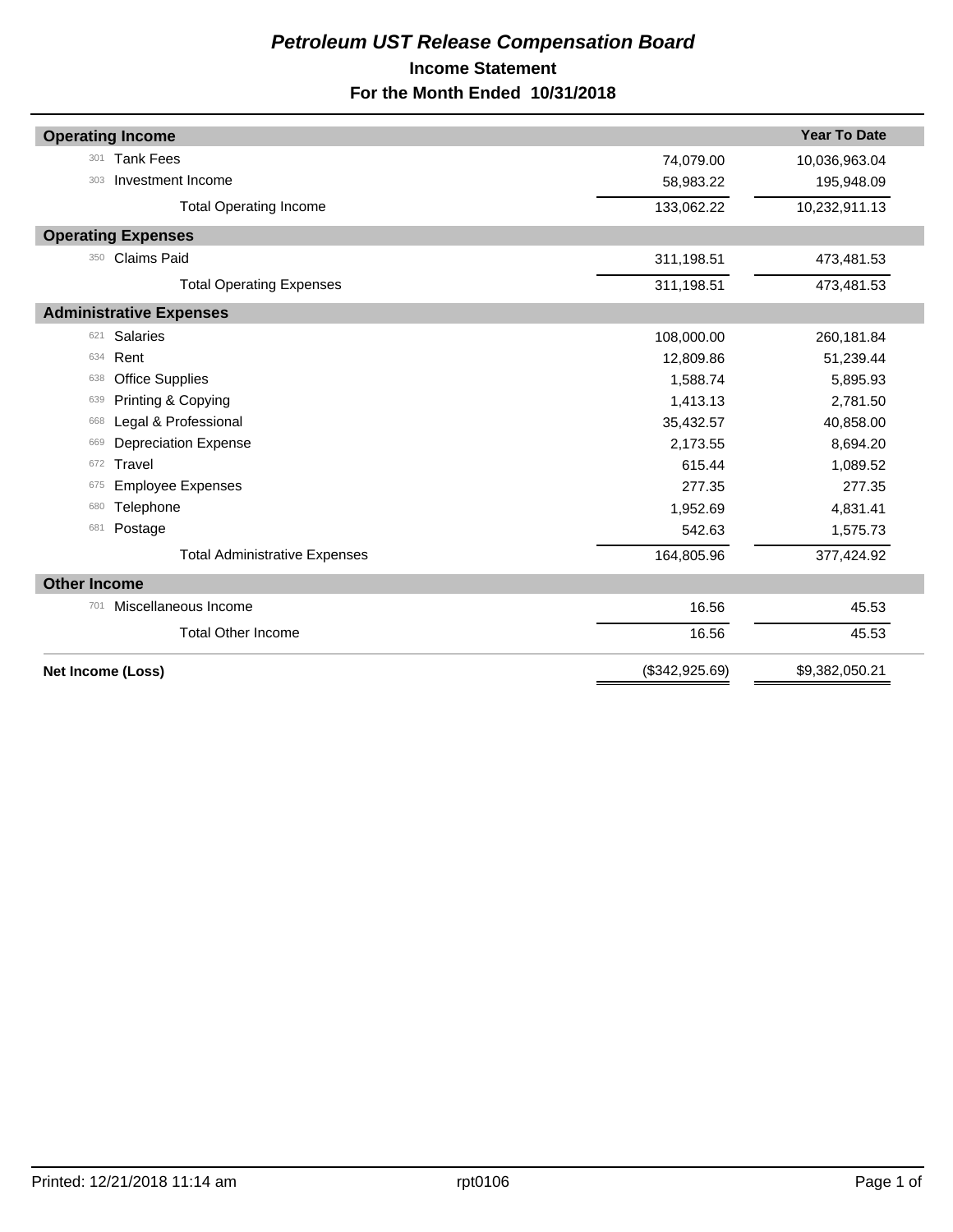# *Petroleum UST Release Compensation Board*

## Income Statement

## For the Month Ended 10/31/2018

| | | | Year To Date |
|---|---|---|---|
| **Operating Income** | | | |
| 301 | Tank Fees | 74,079.00 | 10,036,963.04 |
| 303 | Investment Income | 58,983.22 | 195,948.09 |
| | Total Operating Income | 133,062.22 | 10,232,911.13 |
| **Operating Expenses** | | | |
| 350 | Claims Paid | 311,198.51 | 473,481.53 |
| | Total Operating Expenses | 311,198.51 | 473,481.53 |
| **Administrative Expenses** | | | |
| 621 | Salaries | 108,000.00 | 260,181.84 |
| 634 | Rent | 12,809.86 | 51,239.44 |
| 638 | Office Supplies | 1,588.74 | 5,895.93 |
| 639 | Printing & Copying | 1,413.13 | 2,781.50 |
| 668 | Legal & Professional | 35,432.57 | 40,858.00 |
| 669 | Depreciation Expense | 2,173.55 | 8,694.20 |
| 672 | Travel | 615.44 | 1,089.52 |
| 675 | Employee Expenses | 277.35 | 277.35 |
| 680 | Telephone | 1,952.69 | 4,831.41 |
| 681 | Postage | 542.63 | 1,575.73 |
| | Total Administrative Expenses | 164,805.96 | 377,424.92 |
| **Other Income** | | | |
| 701 | Miscellaneous Income | 16.56 | 45.53 |
| | Total Other Income | 16.56 | 45.53 |
| **Net Income (Loss)** | | ($342,925.69) | $9,382,050.21 |

Printed: 12/21/2018 11:14 am rpt0106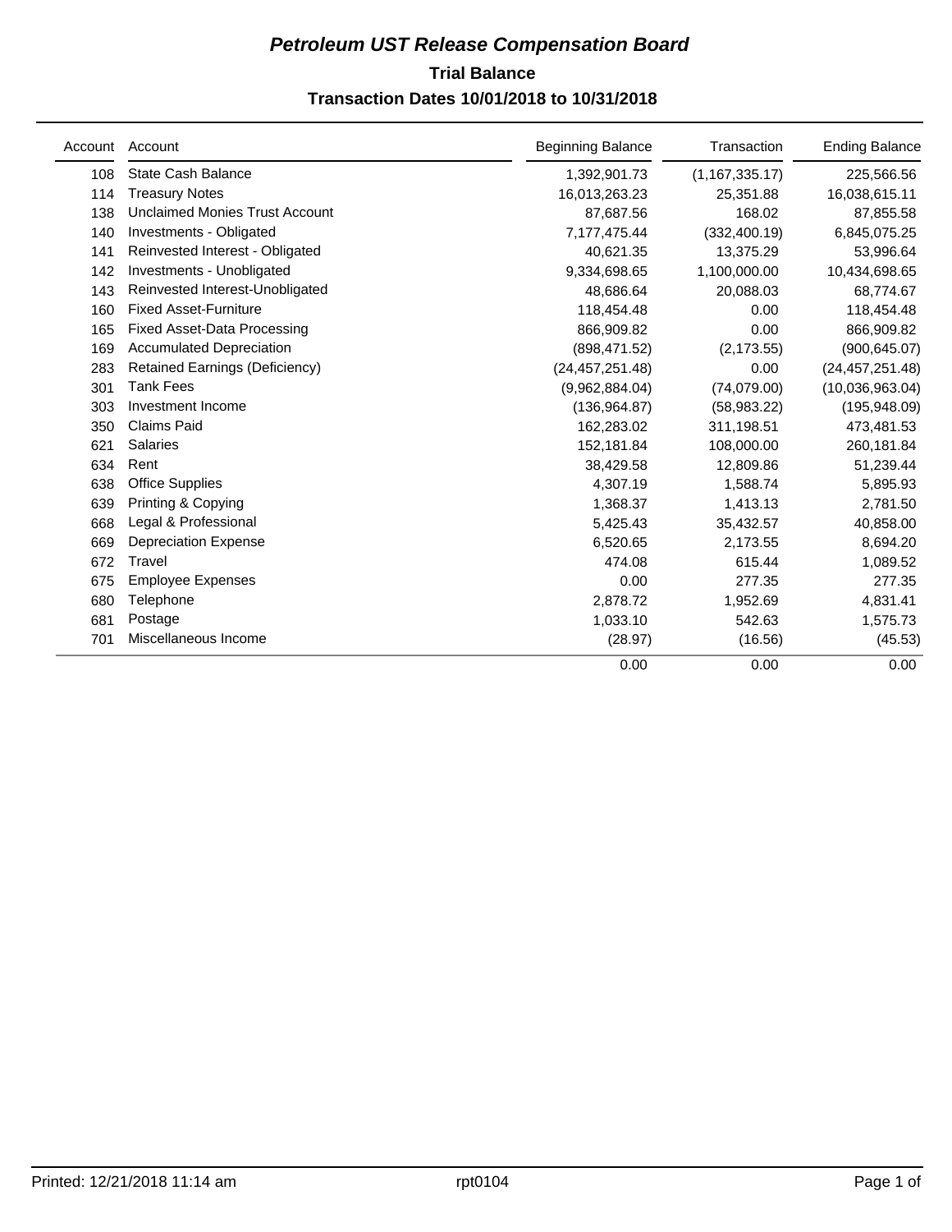# *Petroleum UST Release Compensation Board*

## Trial Balance

### Transaction Dates 10/01/2018 to 10/31/2018

| Account | Account | Beginning Balance | Transaction | Ending Balance |
|---|---|---|---|---|
| 108 | State Cash Balance | 1,392,901.73 | (1,167,335.17) | 225,566.56 |
| 114 | Treasury Notes | 16,013,263.23 | 25,351.88 | 16,038,615.11 |
| 138 | Unclaimed Monies Trust Account | 87,687.56 | 168.02 | 87,855.58 |
| 140 | Investments - Obligated | 7,177,475.44 | (332,400.19) | 6,845,075.25 |
| 141 | Reinvested Interest - Obligated | 40,621.35 | 13,375.29 | 53,996.64 |
| 142 | Investments - Unobligated | 9,334,698.65 | 1,100,000.00 | 10,434,698.65 |
| 143 | Reinvested Interest-Unobligated | 48,686.64 | 20,088.03 | 68,774.67 |
| 160 | Fixed Asset-Furniture | 118,454.48 | 0.00 | 118,454.48 |
| 165 | Fixed Asset-Data Processing | 866,909.82 | 0.00 | 866,909.82 |
| 169 | Accumulated Depreciation | (898,471.52) | (2,173.55) | (900,645.07) |
| 283 | Retained Earnings (Deficiency) | (24,457,251.48) | 0.00 | (24,457,251.48) |
| 301 | Tank Fees | (9,962,884.04) | (74,079.00) | (10,036,963.04) |
| 303 | Investment Income | (136,964.87) | (58,983.22) | (195,948.09) |
| 350 | Claims Paid | 162,283.02 | 311,198.51 | 473,481.53 |
| 621 | Salaries | 152,181.84 | 108,000.00 | 260,181.84 |
| 634 | Rent | 38,429.58 | 12,809.86 | 51,239.44 |
| 638 | Office Supplies | 4,307.19 | 1,588.74 | 5,895.93 |
| 639 | Printing & Copying | 1,368.37 | 1,413.13 | 2,781.50 |
| 668 | Legal & Professional | 5,425.43 | 35,432.57 | 40,858.00 |
| 669 | Depreciation Expense | 6,520.65 | 2,173.55 | 8,694.20 |
| 672 | Travel | 474.08 | 615.44 | 1,089.52 |
| 675 | Employee Expenses | 0.00 | 277.35 | 277.35 |
| 680 | Telephone | 2,878.72 | 1,952.69 | 4,831.41 |
| 681 | Postage | 1,033.10 | 542.63 | 1,575.73 |
| 701 | Miscellaneous Income | (28.97) | (16.56) | (45.53) |
| | | 0.00 | 0.00 | 0.00 |

Printed: 12/21/2018 11:14 am rpt0104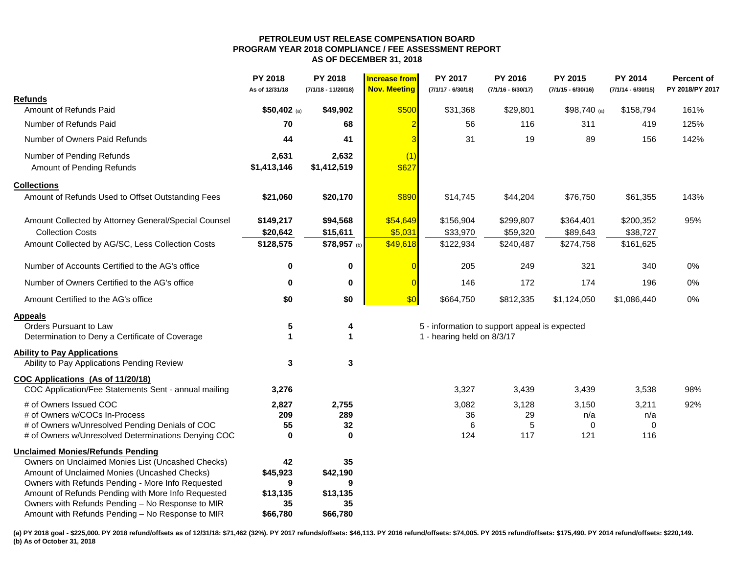# PETROLEUM UST RELEASE COMPENSATION BOARD
## PROGRAM YEAR 2018 COMPLIANCE / FEE ASSESSMENT REPORT
### AS OF DECEMBER 31, 2018

| | PY 2018 As of 12/31/18 | PY 2018 (7/1/18 - 11/20/18) | Increase from Nov. Meeting | PY 2017 (7/1/17 - 6/30/18) | PY 2016 (7/1/16 - 6/30/17) | PY 2015 (7/1/15 - 6/30/16) | PY 2014 (7/1/14 - 6/30/15) | Percent of PY 2018/PY 2017 |
|---|---|---|---|---|---|---|---|---|
| **Refunds** | | | | | | | | |
| Amount of Refunds Paid | **$50,402** (a) | **$49,902** | $500 | $31,368 | $29,801 | $98,740 (a) | $158,794 | 161% |
| Number of Refunds Paid | **70** | **68** | 2 | 56 | 116 | 311 | 419 | 125% |
| Number of Owners Paid Refunds | **44** | **41** | 3 | 31 | 19 | 89 | 156 | 142% |
| Number of Pending Refunds | **2,631** | **2,632** | (1) | | | | | |
| Amount of Pending Refunds | **$1,413,146** | **$1,412,519** | $627 | | | | | |
| **Collections** | | | | | | | | |
| Amount of Refunds Used to Offset Outstanding Fees | **$21,060** | **$20,170** | $890 | $14,745 | $44,204 | $76,750 | $61,355 | 143% |
| Amount Collected by Attorney General/Special Counsel | **$149,217** | **$94,568** | $54,649 | $156,904 | $299,807 | $364,401 | $200,352 | 95% |
| Collection Costs | **$20,642** | **$15,611** | $5,031 | $33,970 | $59,320 | $89,643 | $38,727 | |
| Amount Collected by AG/SC, Less Collection Costs | **$128,575** | **$78,957** (b) | $49,618 | $122,934 | $240,487 | $274,758 | $161,625 | |
| Number of Accounts Certified to the AG's office | **0** | **0** | 0 | 205 | 249 | 321 | 340 | 0% |
| Number of Owners Certified to the AG's office | **0** | **0** | 0 | 146 | 172 | 174 | 196 | 0% |
| Amount Certified to the AG's office | **$0** | **$0** | $0 | $664,750 | $812,335 | $1,124,050 | $1,086,440 | 0% |
| **Appeals** | | | | | | | | |
| Orders Pursuant to Law | **5** | **4** | | 5 - information to support appeal is expected | | | | |
| Determination to Deny a Certificate of Coverage | **1** | **1** | | 1 - hearing held on 8/3/17 | | | | |
| **Ability to Pay Applications** | | | | | | | | |
| Ability to Pay Applications Pending Review | **3** | **3** | | | | | | |
| **COC Applications (As of 11/20/18)** | | | | | | | | |
| COC Application/Fee Statements Sent - annual mailing | **3,276** | | | 3,327 | 3,439 | 3,439 | 3,538 | 98% |
| # of Owners Issued COC | **2,827** | **2,755** | | 3,082 | 3,128 | 3,150 | 3,211 | 92% |
| # of Owners w/COCs In-Process | **209** | **289** | | 36 | 29 | n/a | n/a | |
| # of Owners w/Unresolved Pending Denials of COC | **55** | **32** | | 6 | 5 | 0 | 0 | |
| # of Owners w/Unresolved Determinations Denying COC | **0** | **0** | | 124 | 117 | 121 | 116 | |
| **Unclaimed Monies/Refunds Pending** | | | | | | | | |
| Owners on Unclaimed Monies List (Uncashed Checks) | **42** | **35** | | | | | | |
| Amount of Unclaimed Monies (Uncashed Checks) | **$45,923** | **$42,190** | | | | | | |
| Owners with Refunds Pending - More Info Requested | **9** | **9** | | | | | | |
| Amount of Refunds Pending with More Info Requested | **$13,135** | **$13,135** | | | | | | |
| Owners with Refunds Pending – No Response to MIR | **35** | **35** | | | | | | |
| Amount with Refunds Pending – No Response to MIR | **$66,780** | **$66,780** | | | | | | |

**(a) PY 2018 goal - $225,000. PY 2018 refund/offsets as of 12/31/18: $71,462 (32%). PY 2017 refunds/offsets: $46,113. PY 2016 refund/offsets: $74,005. PY 2015 refund/offsets: $175,490. PY 2014 refund/offsets: $220,149.**
**(b) As of October 31, 2018**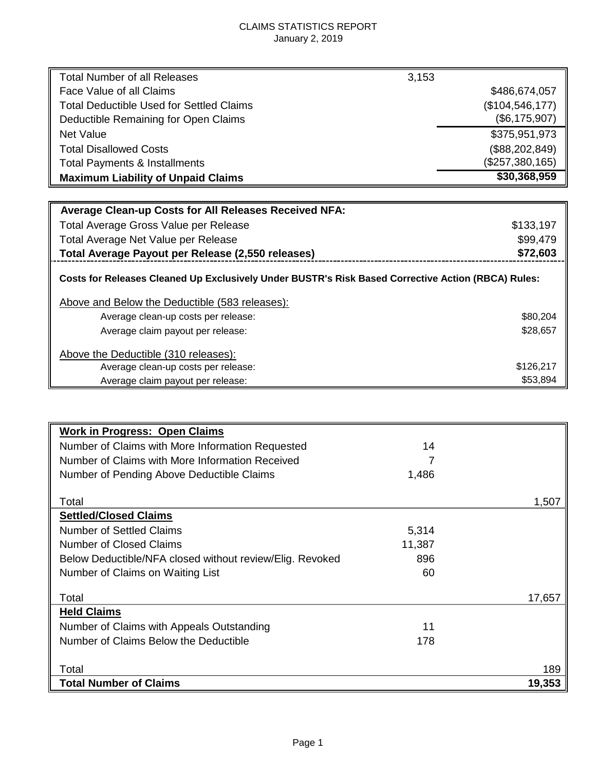CLAIMS STATISTICS REPORT
January 2, 2019

| | | |
|---|---|---|
| Total Number of all Releases | 3,153 | |
| Face Value of all Claims | | $486,674,057 |
| Total Deductible Used for Settled Claims | | ($104,546,177) |
| Deductible Remaining for Open Claims | | ($6,175,907) |
| Net Value | | $375,951,973 |
| Total Disallowed Costs | | ($88,202,849) |
| Total Payments & Installments | | ($257,380,165) |
| **Maximum Liability of Unpaid Claims** | | **$30,368,959** |

| | |
|---|---|
| **Average Clean-up Costs for All Releases Received NFA:** | |
| Total Average Gross Value per Release | $133,197 |
| Total Average Net Value per Release | $99,479 |
| **Total Average Payout per Release (2,550 releases)** | **$72,603** |
| **Costs for Releases Cleaned Up Exclusively Under BUSTR's Risk Based Corrective Action (RBCA) Rules:** | |
| Above and Below the Deductible (583 releases): | |
| Average clean-up costs per release: | $80,204 |
| Average claim payout per release: | $28,657 |
| Above the Deductible (310 releases): | |
| Average clean-up costs per release: | $126,217 |
| Average claim payout per release: | $53,894 |

| | | |
|---|---|---|
| **Work in Progress: Open Claims** | | |
| Number of Claims with More Information Requested | 14 | |
| Number of Claims with More Information Received | 7 | |
| Number of Pending Above Deductible Claims | 1,486 | |
| Total | | 1,507 |
| **Settled/Closed Claims** | | |
| Number of Settled Claims | 5,314 | |
| Number of Closed Claims | 11,387 | |
| Below Deductible/NFA closed without review/Elig. Revoked | 896 | |
| Number of Claims on Waiting List | 60 | |
| Total | | 17,657 |
| **Held Claims** | | |
| Number of Claims with Appeals Outstanding | 11 | |
| Number of Claims Below the Deductible | 178 | |
| Total | | 189 |
| **Total Number of Claims** | | **19,353** |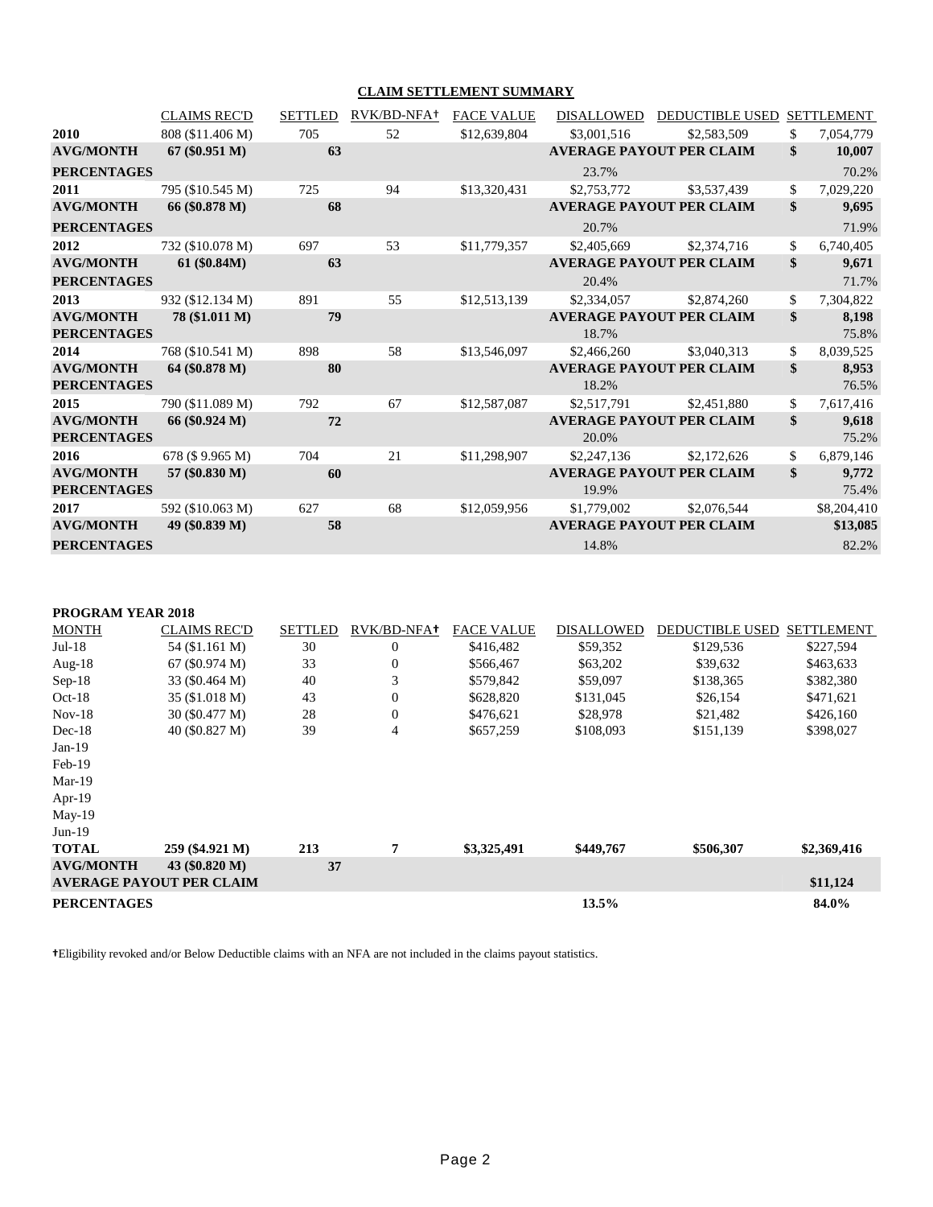## CLAIM SETTLEMENT SUMMARY

| | CLAIMS REC'D | SETTLED | RVK/BD-NFA† | FACE VALUE | DISALLOWED | DEDUCTIBLE USED | SETTLEMENT |
|---|---|---|---|---|---|---|---|
| **2010** | 808 ($11.406 M) | 705 | 52 | $12,639,804 | $3,001,516 | $2,583,509 | $ 7,054,779 |
| **AVG/MONTH** | **67 ($0.951 M)** | **63** | | | **AVERAGE PAYOUT PER CLAIM** | | **$ 10,007** |
| **PERCENTAGES** | | | | | 23.7% | | 70.2% |
| **2011** | 795 ($10.545 M) | 725 | 94 | $13,320,431 | $2,753,772 | $3,537,439 | $ 7,029,220 |
| **AVG/MONTH** | **66 ($0.878 M)** | **68** | | | **AVERAGE PAYOUT PER CLAIM** | | **$ 9,695** |
| **PERCENTAGES** | | | | | 20.7% | | 71.9% |
| **2012** | 732 ($10.078 M) | 697 | 53 | $11,779,357 | $2,405,669 | $2,374,716 | $ 6,740,405 |
| **AVG/MONTH** | **61 ($0.84M)** | **63** | | | **AVERAGE PAYOUT PER CLAIM** | | **$ 9,671** |
| **PERCENTAGES** | | | | | 20.4% | | 71.7% |
| **2013** | 932 ($12.134 M) | 891 | 55 | $12,513,139 | $2,334,057 | $2,874,260 | $ 7,304,822 |
| **AVG/MONTH** | **78 ($1.011 M)** | **79** | | | **AVERAGE PAYOUT PER CLAIM** | | **$ 8,198** |
| **PERCENTAGES** | | | | | 18.7% | | 75.8% |
| **2014** | 768 ($10.541 M) | 898 | 58 | $13,546,097 | $2,466,260 | $3,040,313 | $ 8,039,525 |
| **AVG/MONTH** | **64 ($0.878 M)** | **80** | | | **AVERAGE PAYOUT PER CLAIM** | | **$ 8,953** |
| **PERCENTAGES** | | | | | 18.2% | | 76.5% |
| **2015** | 790 ($11.089 M) | 792 | 67 | $12,587,087 | $2,517,791 | $2,451,880 | $ 7,617,416 |
| **AVG/MONTH** | **66 ($0.924 M)** | **72** | | | **AVERAGE PAYOUT PER CLAIM** | | **$ 9,618** |
| **PERCENTAGES** | | | | | 20.0% | | 75.2% |
| **2016** | 678 ($ 9.965 M) | 704 | 21 | $11,298,907 | $2,247,136 | $2,172,626 | $ 6,879,146 |
| **AVG/MONTH** | **57 ($0.830 M)** | **60** | | | **AVERAGE PAYOUT PER CLAIM** | | **$ 9,772** |
| **PERCENTAGES** | | | | | 19.9% | | 75.4% |
| **2017** | 592 ($10.063 M) | 627 | 68 | $12,059,956 | $1,779,002 | $2,076,544 | $8,204,410 |
| **AVG/MONTH** | **49 ($0.839 M)** | **58** | | | **AVERAGE PAYOUT PER CLAIM** | | **$13,085** |
| **PERCENTAGES** | | | | | 14.8% | | 82.2% |

**PROGRAM YEAR 2018**

| MONTH | CLAIMS REC'D | SETTLED | RVK/BD-NFA† | FACE VALUE | DISALLOWED | DEDUCTIBLE USED | SETTLEMENT |
|---|---|---|---|---|---|---|---|
| Jul-18 | 54 ($1.161 M) | 30 | 0 | $416,482 | $59,352 | $129,536 | $227,594 |
| Aug-18 | 67 ($0.974 M) | 33 | 0 | $566,467 | $63,202 | $39,632 | $463,633 |
| Sep-18 | 33 ($0.464 M) | 40 | 3 | $579,842 | $59,097 | $138,365 | $382,380 |
| Oct-18 | 35 ($1.018 M) | 43 | 0 | $628,820 | $131,045 | $26,154 | $471,621 |
| Nov-18 | 30 ($0.477 M) | 28 | 0 | $476,621 | $28,978 | $21,482 | $426,160 |
| Dec-18 | 40 ($0.827 M) | 39 | 4 | $657,259 | $108,093 | $151,139 | $398,027 |
| Jan-19 | | | | | | | |
| Feb-19 | | | | | | | |
| Mar-19 | | | | | | | |
| Apr-19 | | | | | | | |
| May-19 | | | | | | | |
| Jun-19 | | | | | | | |
| **TOTAL** | **259 ($4.921 M)** | **213** | **7** | **$3,325,491** | **$449,767** | **$506,307** | **$2,369,416** |
| **AVG/MONTH** | **43 ($0.820 M)** | **37** | | | | | |
| **AVERAGE PAYOUT PER CLAIM** | | | | | | | **$11,124** |
| **PERCENTAGES** | | | | | **13.5%** | | **84.0%** |

†Eligibility revoked and/or Below Deductible claims with an NFA are not included in the claims payout statistics.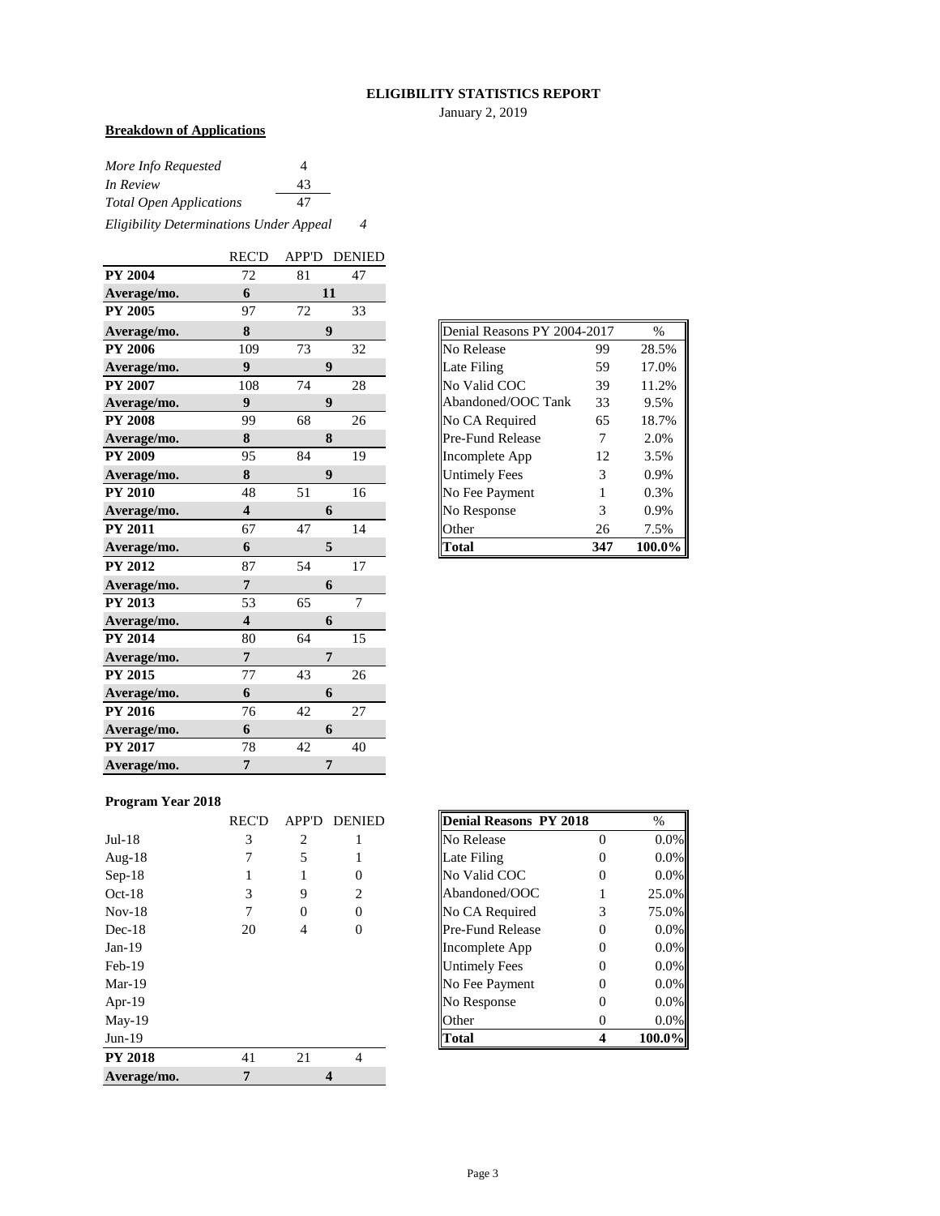# ELIGIBILITY STATISTICS REPORT

January 2, 2019

**Breakdown of Applications**

| | |
|---|---|
| *More Info Requested* | 4 |
| *In Review* | 43 |
| *Total Open Applications* | 47 |
| *Eligibility Determinations Under Appeal* | *4* |

| | REC'D | APP'D | DENIED |
|---|---|---|---|
| **PY 2004** | 72 | 81 | 47 |
| **Average/mo.** | **6** | **11** | |
| **PY 2005** | 97 | 72 | 33 |
| **Average/mo.** | **8** | **9** | |
| **PY 2006** | 109 | 73 | 32 |
| **Average/mo.** | **9** | **9** | |
| **PY 2007** | 108 | 74 | 28 |
| **Average/mo.** | **9** | **9** | |
| **PY 2008** | 99 | 68 | 26 |
| **Average/mo.** | **8** | **8** | |
| **PY 2009** | 95 | 84 | 19 |
| **Average/mo.** | **8** | **9** | |
| **PY 2010** | 48 | 51 | 16 |
| **Average/mo.** | **4** | **6** | |
| **PY 2011** | 67 | 47 | 14 |
| **Average/mo.** | **6** | **5** | |
| **PY 2012** | 87 | 54 | 17 |
| **Average/mo.** | **7** | **6** | |
| **PY 2013** | 53 | 65 | 7 |
| **Average/mo.** | **4** | **6** | |
| **PY 2014** | 80 | 64 | 15 |
| **Average/mo.** | **7** | **7** | |
| **PY 2015** | 77 | 43 | 26 |
| **Average/mo.** | **6** | **6** | |
| **PY 2016** | 76 | 42 | 27 |
| **Average/mo.** | **6** | **6** | |
| **PY 2017** | 78 | 42 | 40 |
| **Average/mo.** | **7** | **7** | |

| Denial Reasons PY 2004-2017 | | % |
|---|---|---|
| No Release | 99 | 28.5% |
| Late Filing | 59 | 17.0% |
| No Valid COC | 39 | 11.2% |
| Abandoned/OOC Tank | 33 | 9.5% |
| No CA Required | 65 | 18.7% |
| Pre-Fund Release | 7 | 2.0% |
| Incomplete App | 12 | 3.5% |
| Untimely Fees | 3 | 0.9% |
| No Fee Payment | 1 | 0.3% |
| No Response | 3 | 0.9% |
| Other | 26 | 7.5% |
| **Total** | **347** | **100.0%** |

**Program Year 2018**

| | REC'D | APP'D | DENIED |
|---|---|---|---|
| Jul-18 | 3 | 2 | 1 |
| Aug-18 | 7 | 5 | 1 |
| Sep-18 | 1 | 1 | 0 |
| Oct-18 | 3 | 9 | 2 |
| Nov-18 | 7 | 0 | 0 |
| Dec-18 | 20 | 4 | 0 |
| Jan-19 | | | |
| Feb-19 | | | |
| Mar-19 | | | |
| Apr-19 | | | |
| May-19 | | | |
| Jun-19 | | | |
| **PY 2018** | 41 | 21 | 4 |
| **Average/mo.** | **7** | **4** | |

| **Denial Reasons PY 2018** | | % |
|---|---|---|
| No Release | 0 | 0.0% |
| Late Filing | 0 | 0.0% |
| No Valid COC | 0 | 0.0% |
| Abandoned/OOC | 1 | 25.0% |
| No CA Required | 3 | 75.0% |
| Pre-Fund Release | 0 | 0.0% |
| Incomplete App | 0 | 0.0% |
| Untimely Fees | 0 | 0.0% |
| No Fee Payment | 0 | 0.0% |
| No Response | 0 | 0.0% |
| Other | 0 | 0.0% |
| **Total** | **4** | **100.0%** |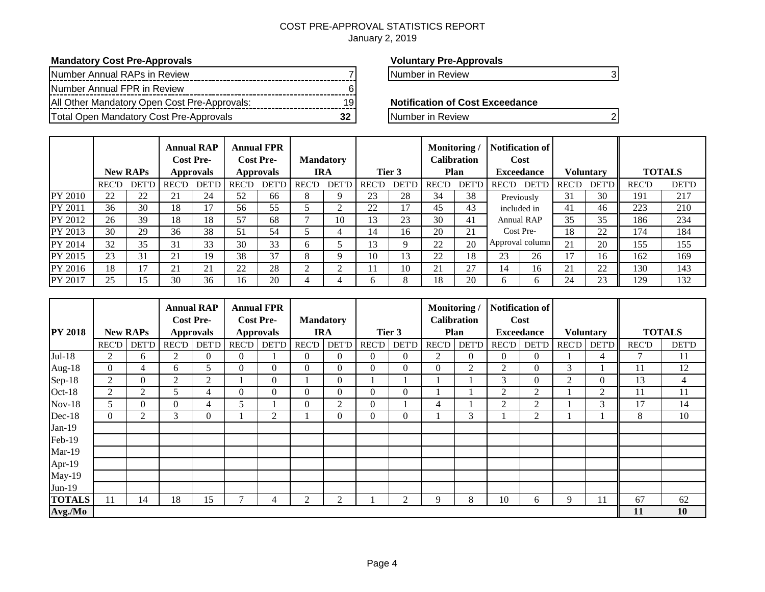# COST PRE-APPROVAL STATISTICS REPORT

January 2, 2019

### Mandatory Cost Pre-Approvals

| | |
|---|---|
| Number Annual RAPs in Review | 7 |
| Number Annual FPR in Review | 6 |
| All Other Mandatory Open Cost Pre-Approvals: | 19 |
| Total Open Mandatory Cost Pre-Approvals | **32** |

### Voluntary Pre-Approvals

| | |
|---|---|
| Number in Review | 3 |

### Notification of Cost Exceedance

| | |
|---|---|
| Number in Review | 2 |

| | New RAPs | | Annual RAP Cost Pre-Approvals | | Annual FPR Cost Pre-Approvals | | Mandatory IRA | | Tier 3 | | Monitoring / Calibration Plan | | Notification of Cost Exceedance | | Voluntary | | TOTALS | |
|---|---|---|---|---|---|---|---|---|---|---|---|---|---|---|---|---|---|---|
| | REC'D | DET'D | REC'D | DET'D | REC'D | DET'D | REC'D | DET'D | REC'D | DET'D | REC'D | DET'D | REC'D | DET'D | REC'D | DET'D | REC'D | DET'D |
| PY 2010 | 22 | 22 | 21 | 24 | 52 | 66 | 8 | 9 | 23 | 28 | 34 | 38 | Previously included in Annual RAP Cost Pre-Approval column | | 31 | 30 | 191 | 217 |
| PY 2011 | 36 | 30 | 18 | 17 | 56 | 55 | 5 | 2 | 22 | 17 | 45 | 43 | | | 41 | 46 | 223 | 210 |
| PY 2012 | 26 | 39 | 18 | 18 | 57 | 68 | 7 | 10 | 13 | 23 | 30 | 41 | | | 35 | 35 | 186 | 234 |
| PY 2013 | 30 | 29 | 36 | 38 | 51 | 54 | 5 | 4 | 14 | 16 | 20 | 21 | | | 18 | 22 | 174 | 184 |
| PY 2014 | 32 | 35 | 31 | 33 | 30 | 33 | 6 | 5 | 13 | 9 | 22 | 20 | | | 21 | 20 | 155 | 155 |
| PY 2015 | 23 | 31 | 21 | 19 | 38 | 37 | 8 | 9 | 10 | 13 | 22 | 18 | 23 | 26 | 17 | 16 | 162 | 169 |
| PY 2016 | 18 | 17 | 21 | 21 | 22 | 28 | 2 | 2 | 11 | 10 | 21 | 27 | 14 | 16 | 21 | 22 | 130 | 143 |
| PY 2017 | 25 | 15 | 30 | 36 | 16 | 20 | 4 | 4 | 6 | 8 | 18 | 20 | 6 | 6 | 24 | 23 | 129 | 132 |

| PY 2018 | New RAPs | | Annual RAP Cost Pre-Approvals | | Annual FPR Cost Pre-Approvals | | Mandatory IRA | | Tier 3 | | Monitoring / Calibration Plan | | Notification of Cost Exceedance | | Voluntary | | TOTALS | |
|---|---|---|---|---|---|---|---|---|---|---|---|---|---|---|---|---|---|---|
| | REC'D | DET'D | REC'D | DET'D | REC'D | DET'D | REC'D | DET'D | REC'D | DET'D | REC'D | DET'D | REC'D | DET'D | REC'D | DET'D | REC'D | DET'D |
| Jul-18 | 2 | 6 | 2 | 0 | 0 | 1 | 0 | 0 | 0 | 0 | 2 | 0 | 0 | 0 | 1 | 4 | 7 | 11 |
| Aug-18 | 0 | 4 | 6 | 5 | 0 | 0 | 0 | 0 | 0 | 0 | 0 | 2 | 2 | 0 | 3 | 1 | 11 | 12 |
| Sep-18 | 2 | 0 | 2 | 2 | 1 | 0 | 1 | 0 | 1 | 1 | 1 | 1 | 3 | 0 | 2 | 0 | 13 | 4 |
| Oct-18 | 2 | 2 | 5 | 4 | 0 | 0 | 0 | 0 | 0 | 0 | 1 | 1 | 2 | 2 | 1 | 2 | 11 | 11 |
| Nov-18 | 5 | 0 | 0 | 4 | 5 | 1 | 0 | 2 | 0 | 1 | 4 | 1 | 2 | 2 | 1 | 3 | 17 | 14 |
| Dec-18 | 0 | 2 | 3 | 0 | 1 | 2 | 1 | 0 | 0 | 0 | 1 | 3 | 1 | 2 | 1 | 1 | 8 | 10 |
| Jan-19 | | | | | | | | | | | | | | | | | | |
| Feb-19 | | | | | | | | | | | | | | | | | | |
| Mar-19 | | | | | | | | | | | | | | | | | | |
| Apr-19 | | | | | | | | | | | | | | | | | | |
| May-19 | | | | | | | | | | | | | | | | | | |
| Jun-19 | | | | | | | | | | | | | | | | | | |
| **TOTALS** | 11 | 14 | 18 | 15 | 7 | 4 | 2 | 2 | 1 | 2 | 9 | 8 | 10 | 6 | 9 | 11 | 67 | 62 |
| **Avg./Mo** | | | | | | | | | | | | | | | | | **11** | **10** |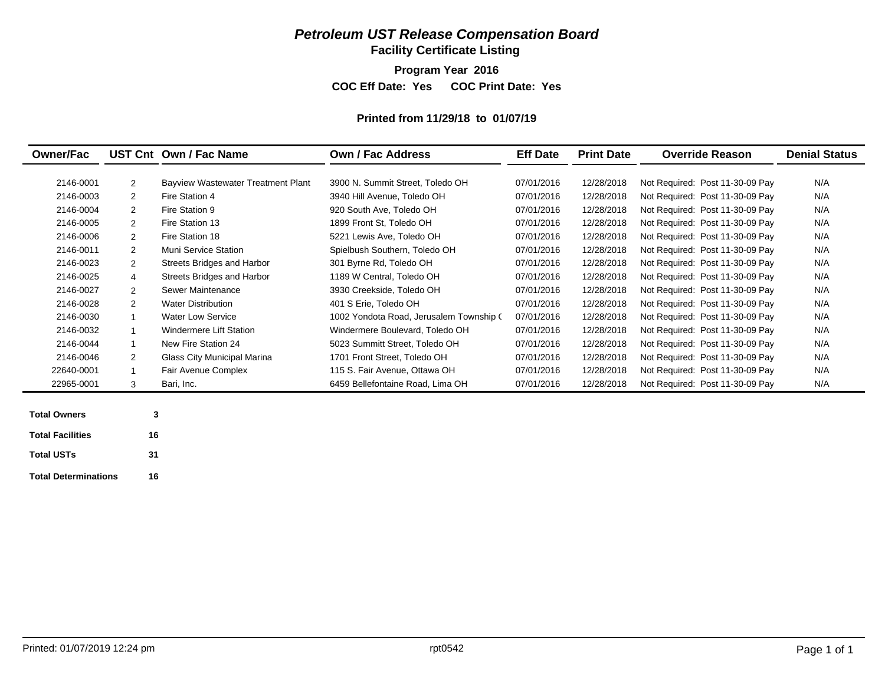# *Petroleum UST Release Compensation Board*

## Facility Certificate Listing

**Program Year 2016**

**COC Eff Date: Yes COC Print Date: Yes**

**Printed from 11/29/18 to 01/07/19**

| Owner/Fac | UST Cnt | Own / Fac Name | Own / Fac Address | Eff Date | Print Date | Override Reason | Denial Status |
|---|---|---|---|---|---|---|---|
| 2146-0001 | 2 | Bayview Wastewater Treatment Plant | 3900 N. Summit Street, Toledo OH | 07/01/2016 | 12/28/2018 | Not Required: Post 11-30-09 Pay | N/A |
| 2146-0003 | 2 | Fire Station 4 | 3940 Hill Avenue, Toledo OH | 07/01/2016 | 12/28/2018 | Not Required: Post 11-30-09 Pay | N/A |
| 2146-0004 | 2 | Fire Station 9 | 920 South Ave, Toledo OH | 07/01/2016 | 12/28/2018 | Not Required: Post 11-30-09 Pay | N/A |
| 2146-0005 | 2 | Fire Station 13 | 1899 Front St, Toledo OH | 07/01/2016 | 12/28/2018 | Not Required: Post 11-30-09 Pay | N/A |
| 2146-0006 | 2 | Fire Station 18 | 5221 Lewis Ave, Toledo OH | 07/01/2016 | 12/28/2018 | Not Required: Post 11-30-09 Pay | N/A |
| 2146-0011 | 2 | Muni Service Station | Spielbush Southern, Toledo OH | 07/01/2016 | 12/28/2018 | Not Required: Post 11-30-09 Pay | N/A |
| 2146-0023 | 2 | Streets Bridges and Harbor | 301 Byrne Rd, Toledo OH | 07/01/2016 | 12/28/2018 | Not Required: Post 11-30-09 Pay | N/A |
| 2146-0025 | 4 | Streets Bridges and Harbor | 1189 W Central, Toledo OH | 07/01/2016 | 12/28/2018 | Not Required: Post 11-30-09 Pay | N/A |
| 2146-0027 | 2 | Sewer Maintenance | 3930 Creekside, Toledo OH | 07/01/2016 | 12/28/2018 | Not Required: Post 11-30-09 Pay | N/A |
| 2146-0028 | 2 | Water Distribution | 401 S Erie, Toledo OH | 07/01/2016 | 12/28/2018 | Not Required: Post 11-30-09 Pay | N/A |
| 2146-0030 | 1 | Water Low Service | 1002 Yondota Road, Jerusalem Township ( | 07/01/2016 | 12/28/2018 | Not Required: Post 11-30-09 Pay | N/A |
| 2146-0032 | 1 | Windermere Lift Station | Windermere Boulevard, Toledo OH | 07/01/2016 | 12/28/2018 | Not Required: Post 11-30-09 Pay | N/A |
| 2146-0044 | 1 | New Fire Station 24 | 5023 Summitt Street, Toledo OH | 07/01/2016 | 12/28/2018 | Not Required: Post 11-30-09 Pay | N/A |
| 2146-0046 | 2 | Glass City Municipal Marina | 1701 Front Street, Toledo OH | 07/01/2016 | 12/28/2018 | Not Required: Post 11-30-09 Pay | N/A |
| 22640-0001 | 1 | Fair Avenue Complex | 115 S. Fair Avenue, Ottawa OH | 07/01/2016 | 12/28/2018 | Not Required: Post 11-30-09 Pay | N/A |
| 22965-0001 | 3 | Bari, Inc. | 6459 Bellefontaine Road, Lima OH | 07/01/2016 | 12/28/2018 | Not Required: Post 11-30-09 Pay | N/A |

| | |
|---|---|
| **Total Owners** | **3** |
| **Total Facilities** | **16** |
| **Total USTs** | **31** |
| **Total Determinations** | **16** |

Printed: 01/07/2019 12:24 pm rpt0542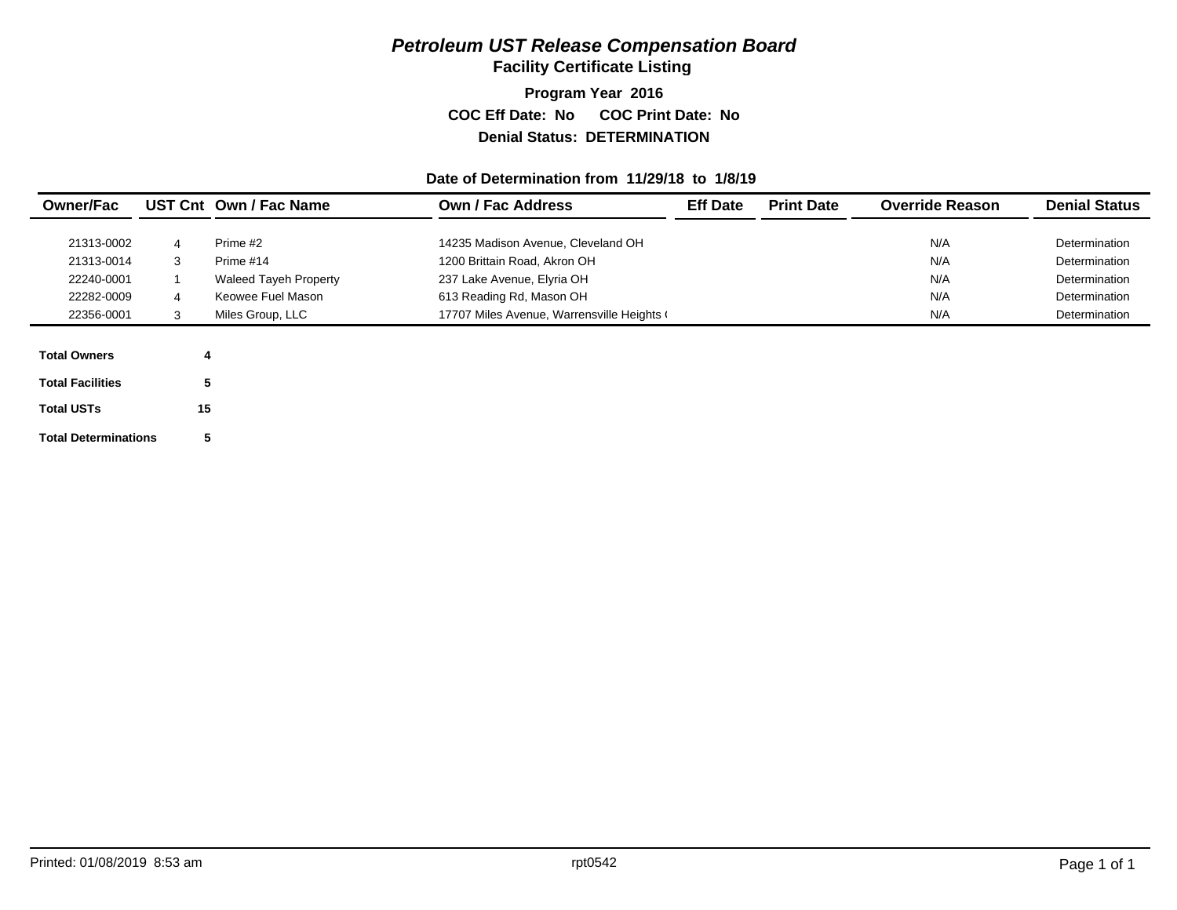# *Petroleum UST Release Compensation Board*

## Facility Certificate Listing

**Program Year 2016**

**COC Eff Date: No COC Print Date: No**

**Denial Status: DETERMINATION**

**Date of Determination from 11/29/18 to 1/8/19**

| Owner/Fac | UST Cnt | Own / Fac Name | Own / Fac Address | Eff Date | Print Date | Override Reason | Denial Status |
|---|---|---|---|---|---|---|---|
| 21313-0002 | 4 | Prime #2 | 14235 Madison Avenue, Cleveland OH | | | N/A | Determination |
| 21313-0014 | 3 | Prime #14 | 1200 Brittain Road, Akron OH | | | N/A | Determination |
| 22240-0001 | 1 | Waleed Tayeh Property | 237 Lake Avenue, Elyria OH | | | N/A | Determination |
| 22282-0009 | 4 | Keowee Fuel Mason | 613 Reading Rd, Mason OH | | | N/A | Determination |
| 22356-0001 | 3 | Miles Group, LLC | 17707 Miles Avenue, Warrensville Heights ( | | | N/A | Determination |

**Total Owners** 4

**Total Facilities** 5

**Total USTs** 15

**Total Determinations** 5

Printed: 01/08/2019 8:53 am rpt0542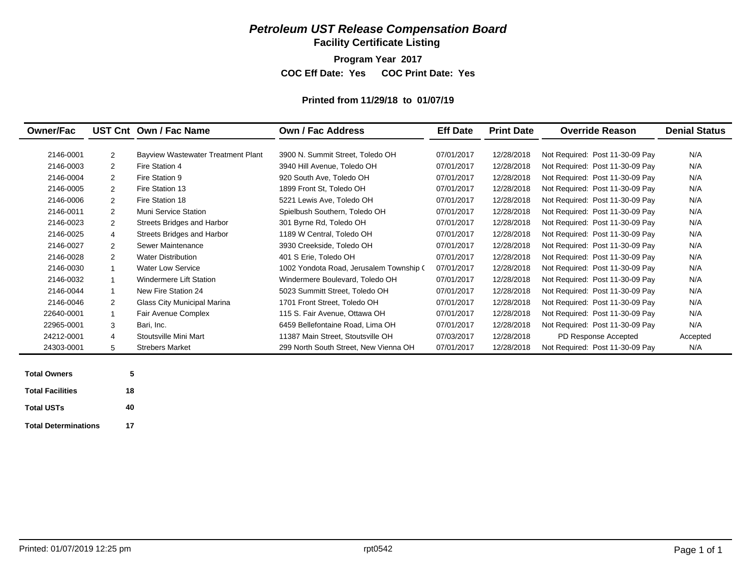# *Petroleum UST Release Compensation Board*

## Facility Certificate Listing

**Program Year 2017**

**COC Eff Date: Yes COC Print Date: Yes**

**Printed from 11/29/18 to 01/07/19**

| Owner/Fac | UST Cnt | Own / Fac Name | Own / Fac Address | Eff Date | Print Date | Override Reason | Denial Status |
|---|---|---|---|---|---|---|---|
| 2146-0001 | 2 | Bayview Wastewater Treatment Plant | 3900 N. Summit Street, Toledo OH | 07/01/2017 | 12/28/2018 | Not Required: Post 11-30-09 Pay | N/A |
| 2146-0003 | 2 | Fire Station 4 | 3940 Hill Avenue, Toledo OH | 07/01/2017 | 12/28/2018 | Not Required: Post 11-30-09 Pay | N/A |
| 2146-0004 | 2 | Fire Station 9 | 920 South Ave, Toledo OH | 07/01/2017 | 12/28/2018 | Not Required: Post 11-30-09 Pay | N/A |
| 2146-0005 | 2 | Fire Station 13 | 1899 Front St, Toledo OH | 07/01/2017 | 12/28/2018 | Not Required: Post 11-30-09 Pay | N/A |
| 2146-0006 | 2 | Fire Station 18 | 5221 Lewis Ave, Toledo OH | 07/01/2017 | 12/28/2018 | Not Required: Post 11-30-09 Pay | N/A |
| 2146-0011 | 2 | Muni Service Station | Spielbush Southern, Toledo OH | 07/01/2017 | 12/28/2018 | Not Required: Post 11-30-09 Pay | N/A |
| 2146-0023 | 2 | Streets Bridges and Harbor | 301 Byrne Rd, Toledo OH | 07/01/2017 | 12/28/2018 | Not Required: Post 11-30-09 Pay | N/A |
| 2146-0025 | 4 | Streets Bridges and Harbor | 1189 W Central, Toledo OH | 07/01/2017 | 12/28/2018 | Not Required: Post 11-30-09 Pay | N/A |
| 2146-0027 | 2 | Sewer Maintenance | 3930 Creekside, Toledo OH | 07/01/2017 | 12/28/2018 | Not Required: Post 11-30-09 Pay | N/A |
| 2146-0028 | 2 | Water Distribution | 401 S Erie, Toledo OH | 07/01/2017 | 12/28/2018 | Not Required: Post 11-30-09 Pay | N/A |
| 2146-0030 | 1 | Water Low Service | 1002 Yondota Road, Jerusalem Township ( | 07/01/2017 | 12/28/2018 | Not Required: Post 11-30-09 Pay | N/A |
| 2146-0032 | 1 | Windermere Lift Station | Windermere Boulevard, Toledo OH | 07/01/2017 | 12/28/2018 | Not Required: Post 11-30-09 Pay | N/A |
| 2146-0044 | 1 | New Fire Station 24 | 5023 Summitt Street, Toledo OH | 07/01/2017 | 12/28/2018 | Not Required: Post 11-30-09 Pay | N/A |
| 2146-0046 | 2 | Glass City Municipal Marina | 1701 Front Street, Toledo OH | 07/01/2017 | 12/28/2018 | Not Required: Post 11-30-09 Pay | N/A |
| 22640-0001 | 1 | Fair Avenue Complex | 115 S. Fair Avenue, Ottawa OH | 07/01/2017 | 12/28/2018 | Not Required: Post 11-30-09 Pay | N/A |
| 22965-0001 | 3 | Bari, Inc. | 6459 Bellefontaine Road, Lima OH | 07/01/2017 | 12/28/2018 | Not Required: Post 11-30-09 Pay | N/A |
| 24212-0001 | 4 | Stoutsville Mini Mart | 11387 Main Street, Stoutsville OH | 07/03/2017 | 12/28/2018 | PD Response Accepted | Accepted |
| 24303-0001 | 5 | Strebers Market | 299 North South Street, New Vienna OH | 07/01/2017 | 12/28/2018 | Not Required: Post 11-30-09 Pay | N/A |

| | |
|---|---|
| **Total Owners** | **5** |
| **Total Facilities** | **18** |
| **Total USTs** | **40** |
| **Total Determinations** | **17** |

Printed: 01/07/2019 12:25 pm rpt0542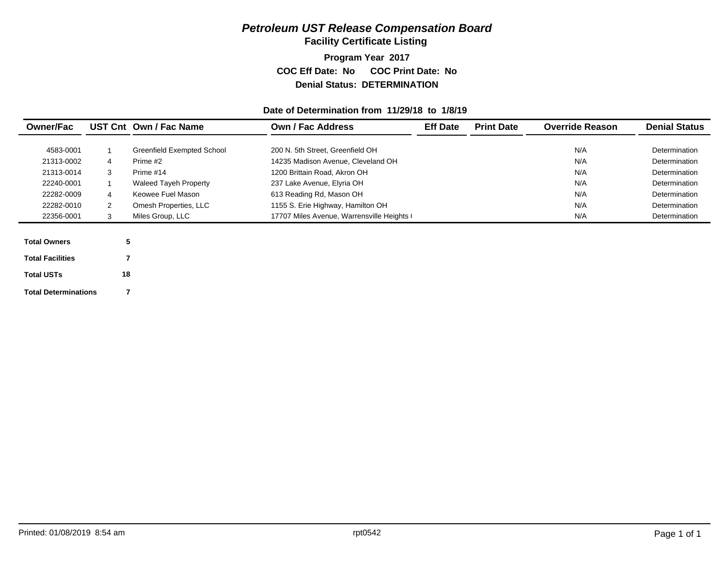# *Petroleum UST Release Compensation Board*

## Facility Certificate Listing

**Program Year 2017**

**COC Eff Date: No COC Print Date: No**

**Denial Status: DETERMINATION**

**Date of Determination from 11/29/18 to 1/8/19**

| Owner/Fac | UST Cnt | Own / Fac Name | Own / Fac Address | Eff Date | Print Date | Override Reason | Denial Status |
|---|---|---|---|---|---|---|---|
| 4583-0001 | 1 | Greenfield Exempted School | 200 N. 5th Street, Greenfield OH | | | N/A | Determination |
| 21313-0002 | 4 | Prime #2 | 14235 Madison Avenue, Cleveland OH | | | N/A | Determination |
| 21313-0014 | 3 | Prime #14 | 1200 Brittain Road, Akron OH | | | N/A | Determination |
| 22240-0001 | 1 | Waleed Tayeh Property | 237 Lake Avenue, Elyria OH | | | N/A | Determination |
| 22282-0009 | 4 | Keowee Fuel Mason | 613 Reading Rd, Mason OH | | | N/A | Determination |
| 22282-0010 | 2 | Omesh Properties, LLC | 1155 S. Erie Highway, Hamilton OH | | | N/A | Determination |
| 22356-0001 | 3 | Miles Group, LLC | 17707 Miles Avenue, Warrensville Heights ( | | | N/A | Determination |

| | |
|---|---|
| **Total Owners** | **5** |
| **Total Facilities** | **7** |
| **Total USTs** | **18** |
| **Total Determinations** | **7** |

Printed: 01/08/2019 8:54 am rpt0542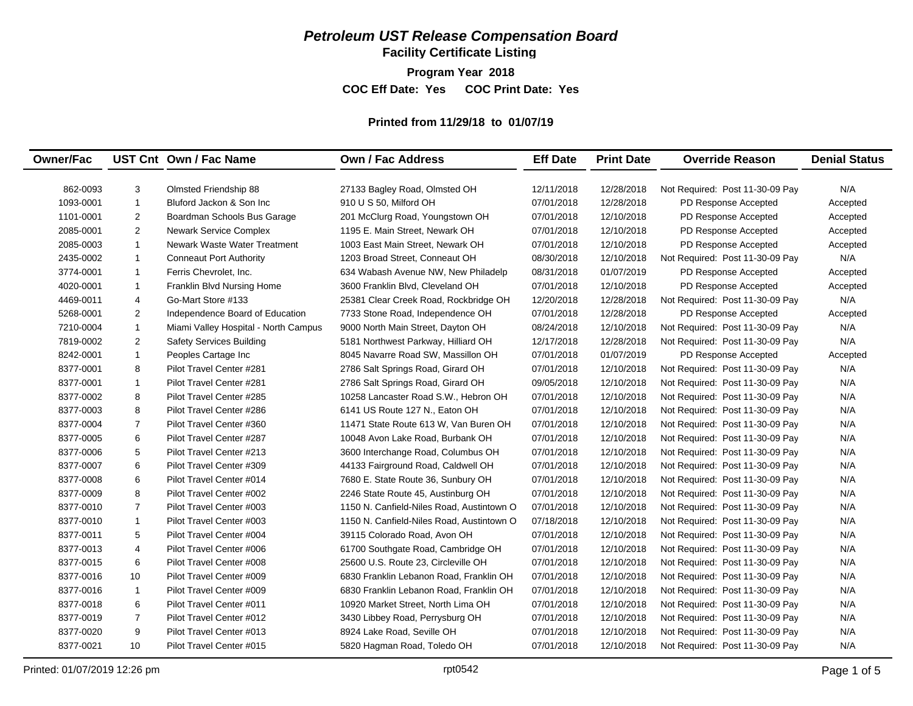# *Petroleum UST Release Compensation Board*

## Facility Certificate Listing

**Program Year 2018**

**COC Eff Date: Yes COC Print Date: Yes**

**Printed from 11/29/18 to 01/07/19**

| Owner/Fac | UST Cnt | Own / Fac Name | Own / Fac Address | Eff Date | Print Date | Override Reason | Denial Status |
|---|---|---|---|---|---|---|---|
| 862-0093 | 3 | Olmsted Friendship 88 | 27133 Bagley Road, Olmsted OH | 12/11/2018 | 12/28/2018 | Not Required: Post 11-30-09 Pay | N/A |
| 1093-0001 | 1 | Bluford Jackon & Son Inc | 910 U S 50, Milford OH | 07/01/2018 | 12/28/2018 | PD Response Accepted | Accepted |
| 1101-0001 | 2 | Boardman Schools Bus Garage | 201 McClurg Road, Youngstown OH | 07/01/2018 | 12/10/2018 | PD Response Accepted | Accepted |
| 2085-0001 | 2 | Newark Service Complex | 1195 E. Main Street, Newark OH | 07/01/2018 | 12/10/2018 | PD Response Accepted | Accepted |
| 2085-0003 | 1 | Newark Waste Water Treatment | 1003 East Main Street, Newark OH | 07/01/2018 | 12/10/2018 | PD Response Accepted | Accepted |
| 2435-0002 | 1 | Conneaut Port Authority | 1203 Broad Street, Conneaut OH | 08/30/2018 | 12/10/2018 | Not Required: Post 11-30-09 Pay | N/A |
| 3774-0001 | 1 | Ferris Chevrolet, Inc. | 634 Wabash Avenue NW, New Philadelp | 08/31/2018 | 01/07/2019 | PD Response Accepted | Accepted |
| 4020-0001 | 1 | Franklin Blvd Nursing Home | 3600 Franklin Blvd, Cleveland OH | 07/01/2018 | 12/10/2018 | PD Response Accepted | Accepted |
| 4469-0011 | 4 | Go-Mart Store #133 | 25381 Clear Creek Road, Rockbridge OH | 12/20/2018 | 12/28/2018 | Not Required: Post 11-30-09 Pay | N/A |
| 5268-0001 | 2 | Independence Board of Education | 7733 Stone Road, Independence OH | 07/01/2018 | 12/28/2018 | PD Response Accepted | Accepted |
| 7210-0004 | 1 | Miami Valley Hospital - North Campus | 9000 North Main Street, Dayton OH | 08/24/2018 | 12/10/2018 | Not Required: Post 11-30-09 Pay | N/A |
| 7819-0002 | 2 | Safety Services Building | 5181 Northwest Parkway, Hilliard OH | 12/17/2018 | 12/28/2018 | Not Required: Post 11-30-09 Pay | N/A |
| 8242-0001 | 1 | Peoples Cartage Inc | 8045 Navarre Road SW, Massillon OH | 07/01/2018 | 01/07/2019 | PD Response Accepted | Accepted |
| 8377-0001 | 8 | Pilot Travel Center #281 | 2786 Salt Springs Road, Girard OH | 07/01/2018 | 12/10/2018 | Not Required: Post 11-30-09 Pay | N/A |
| 8377-0001 | 1 | Pilot Travel Center #281 | 2786 Salt Springs Road, Girard OH | 09/05/2018 | 12/10/2018 | Not Required: Post 11-30-09 Pay | N/A |
| 8377-0002 | 8 | Pilot Travel Center #285 | 10258 Lancaster Road S.W., Hebron OH | 07/01/2018 | 12/10/2018 | Not Required: Post 11-30-09 Pay | N/A |
| 8377-0003 | 8 | Pilot Travel Center #286 | 6141 US Route 127 N., Eaton OH | 07/01/2018 | 12/10/2018 | Not Required: Post 11-30-09 Pay | N/A |
| 8377-0004 | 7 | Pilot Travel Center #360 | 11471 State Route 613 W, Van Buren OH | 07/01/2018 | 12/10/2018 | Not Required: Post 11-30-09 Pay | N/A |
| 8377-0005 | 6 | Pilot Travel Center #287 | 10048 Avon Lake Road, Burbank OH | 07/01/2018 | 12/10/2018 | Not Required: Post 11-30-09 Pay | N/A |
| 8377-0006 | 5 | Pilot Travel Center #213 | 3600 Interchange Road, Columbus OH | 07/01/2018 | 12/10/2018 | Not Required: Post 11-30-09 Pay | N/A |
| 8377-0007 | 6 | Pilot Travel Center #309 | 44133 Fairground Road, Caldwell OH | 07/01/2018 | 12/10/2018 | Not Required: Post 11-30-09 Pay | N/A |
| 8377-0008 | 6 | Pilot Travel Center #014 | 7680 E. State Route 36, Sunbury OH | 07/01/2018 | 12/10/2018 | Not Required: Post 11-30-09 Pay | N/A |
| 8377-0009 | 8 | Pilot Travel Center #002 | 2246 State Route 45, Austinburg OH | 07/01/2018 | 12/10/2018 | Not Required: Post 11-30-09 Pay | N/A |
| 8377-0010 | 7 | Pilot Travel Center #003 | 1150 N. Canfield-Niles Road, Austintown O | 07/01/2018 | 12/10/2018 | Not Required: Post 11-30-09 Pay | N/A |
| 8377-0010 | 1 | Pilot Travel Center #003 | 1150 N. Canfield-Niles Road, Austintown O | 07/18/2018 | 12/10/2018 | Not Required: Post 11-30-09 Pay | N/A |
| 8377-0011 | 5 | Pilot Travel Center #004 | 39115 Colorado Road, Avon OH | 07/01/2018 | 12/10/2018 | Not Required: Post 11-30-09 Pay | N/A |
| 8377-0013 | 4 | Pilot Travel Center #006 | 61700 Southgate Road, Cambridge OH | 07/01/2018 | 12/10/2018 | Not Required: Post 11-30-09 Pay | N/A |
| 8377-0015 | 6 | Pilot Travel Center #008 | 25600 U.S. Route 23, Circleville OH | 07/01/2018 | 12/10/2018 | Not Required: Post 11-30-09 Pay | N/A |
| 8377-0016 | 10 | Pilot Travel Center #009 | 6830 Franklin Lebanon Road, Franklin OH | 07/01/2018 | 12/10/2018 | Not Required: Post 11-30-09 Pay | N/A |
| 8377-0016 | 1 | Pilot Travel Center #009 | 6830 Franklin Lebanon Road, Franklin OH | 07/01/2018 | 12/10/2018 | Not Required: Post 11-30-09 Pay | N/A |
| 8377-0018 | 6 | Pilot Travel Center #011 | 10920 Market Street, North Lima OH | 07/01/2018 | 12/10/2018 | Not Required: Post 11-30-09 Pay | N/A |
| 8377-0019 | 7 | Pilot Travel Center #012 | 3430 Libbey Road, Perrysburg OH | 07/01/2018 | 12/10/2018 | Not Required: Post 11-30-09 Pay | N/A |
| 8377-0020 | 9 | Pilot Travel Center #013 | 8924 Lake Road, Seville OH | 07/01/2018 | 12/10/2018 | Not Required: Post 11-30-09 Pay | N/A |
| 8377-0021 | 10 | Pilot Travel Center #015 | 5820 Hagman Road, Toledo OH | 07/01/2018 | 12/10/2018 | Not Required: Post 11-30-09 Pay | N/A |

Printed: 01/07/2019 12:26 pm rpt0542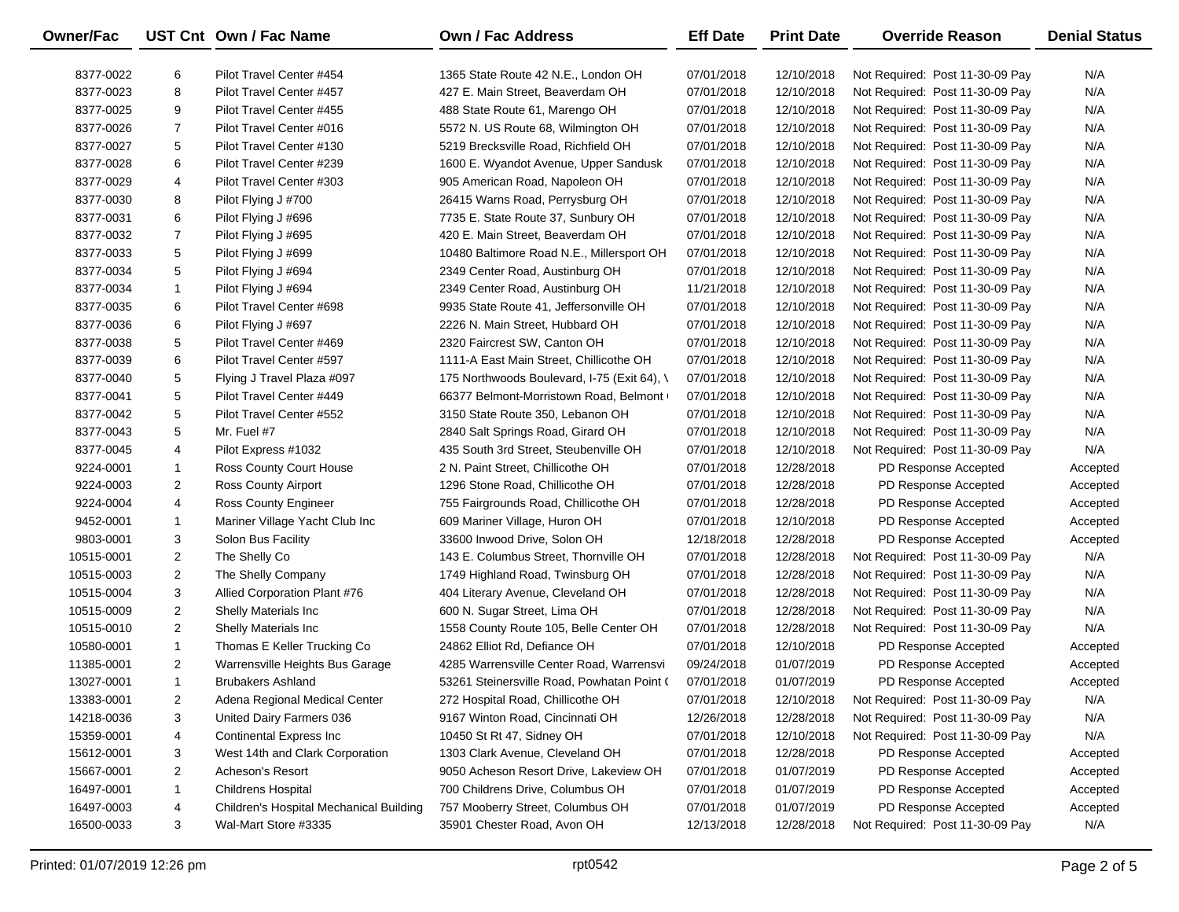| Owner/Fac | UST Cnt | Own / Fac Name | Own / Fac Address | Eff Date | Print Date | Override Reason | Denial Status |
|---|---|---|---|---|---|---|---|
| 8377-0022 | 6 | Pilot Travel Center #454 | 1365 State Route 42 N.E., London OH | 07/01/2018 | 12/10/2018 | Not Required: Post 11-30-09 Pay | N/A |
| 8377-0023 | 8 | Pilot Travel Center #457 | 427 E. Main Street, Beaverdam OH | 07/01/2018 | 12/10/2018 | Not Required: Post 11-30-09 Pay | N/A |
| 8377-0025 | 9 | Pilot Travel Center #455 | 488 State Route 61, Marengo OH | 07/01/2018 | 12/10/2018 | Not Required: Post 11-30-09 Pay | N/A |
| 8377-0026 | 7 | Pilot Travel Center #016 | 5572 N. US Route 68, Wilmington OH | 07/01/2018 | 12/10/2018 | Not Required: Post 11-30-09 Pay | N/A |
| 8377-0027 | 5 | Pilot Travel Center #130 | 5219 Brecksville Road, Richfield OH | 07/01/2018 | 12/10/2018 | Not Required: Post 11-30-09 Pay | N/A |
| 8377-0028 | 6 | Pilot Travel Center #239 | 1600 E. Wyandot Avenue, Upper Sandusk | 07/01/2018 | 12/10/2018 | Not Required: Post 11-30-09 Pay | N/A |
| 8377-0029 | 4 | Pilot Travel Center #303 | 905 American Road, Napoleon OH | 07/01/2018 | 12/10/2018 | Not Required: Post 11-30-09 Pay | N/A |
| 8377-0030 | 8 | Pilot Flying J #700 | 26415 Warns Road, Perrysburg OH | 07/01/2018 | 12/10/2018 | Not Required: Post 11-30-09 Pay | N/A |
| 8377-0031 | 6 | Pilot Flying J #696 | 7735 E. State Route 37, Sunbury OH | 07/01/2018 | 12/10/2018 | Not Required: Post 11-30-09 Pay | N/A |
| 8377-0032 | 7 | Pilot Flying J #695 | 420 E. Main Street, Beaverdam OH | 07/01/2018 | 12/10/2018 | Not Required: Post 11-30-09 Pay | N/A |
| 8377-0033 | 5 | Pilot Flying J #699 | 10480 Baltimore Road N.E., Millersport OH | 07/01/2018 | 12/10/2018 | Not Required: Post 11-30-09 Pay | N/A |
| 8377-0034 | 5 | Pilot Flying J #694 | 2349 Center Road, Austinburg OH | 07/01/2018 | 12/10/2018 | Not Required: Post 11-30-09 Pay | N/A |
| 8377-0034 | 1 | Pilot Flying J #694 | 2349 Center Road, Austinburg OH | 11/21/2018 | 12/10/2018 | Not Required: Post 11-30-09 Pay | N/A |
| 8377-0035 | 6 | Pilot Travel Center #698 | 9935 State Route 41, Jeffersonville OH | 07/01/2018 | 12/10/2018 | Not Required: Post 11-30-09 Pay | N/A |
| 8377-0036 | 6 | Pilot Flying J #697 | 2226 N. Main Street, Hubbard OH | 07/01/2018 | 12/10/2018 | Not Required: Post 11-30-09 Pay | N/A |
| 8377-0038 | 5 | Pilot Travel Center #469 | 2320 Faircrest SW, Canton OH | 07/01/2018 | 12/10/2018 | Not Required: Post 11-30-09 Pay | N/A |
| 8377-0039 | 6 | Pilot Travel Center #597 | 1111-A East Main Street, Chillicothe OH | 07/01/2018 | 12/10/2018 | Not Required: Post 11-30-09 Pay | N/A |
| 8377-0040 | 5 | Flying J Travel Plaza #097 | 175 Northwoods Boulevard, I-75 (Exit 64), \ | 07/01/2018 | 12/10/2018 | Not Required: Post 11-30-09 Pay | N/A |
| 8377-0041 | 5 | Pilot Travel Center #449 | 66377 Belmont-Morristown Road, Belmont ( | 07/01/2018 | 12/10/2018 | Not Required: Post 11-30-09 Pay | N/A |
| 8377-0042 | 5 | Pilot Travel Center #552 | 3150 State Route 350, Lebanon OH | 07/01/2018 | 12/10/2018 | Not Required: Post 11-30-09 Pay | N/A |
| 8377-0043 | 5 | Mr. Fuel #7 | 2840 Salt Springs Road, Girard OH | 07/01/2018 | 12/10/2018 | Not Required: Post 11-30-09 Pay | N/A |
| 8377-0045 | 4 | Pilot Express #1032 | 435 South 3rd Street, Steubenville OH | 07/01/2018 | 12/10/2018 | Not Required: Post 11-30-09 Pay | N/A |
| 9224-0001 | 1 | Ross County Court House | 2 N. Paint Street, Chillicothe OH | 07/01/2018 | 12/28/2018 | PD Response Accepted | Accepted |
| 9224-0003 | 2 | Ross County Airport | 1296 Stone Road, Chillicothe OH | 07/01/2018 | 12/28/2018 | PD Response Accepted | Accepted |
| 9224-0004 | 4 | Ross County Engineer | 755 Fairgrounds Road, Chillicothe OH | 07/01/2018 | 12/28/2018 | PD Response Accepted | Accepted |
| 9452-0001 | 1 | Mariner Village Yacht Club Inc | 609 Mariner Village, Huron OH | 07/01/2018 | 12/10/2018 | PD Response Accepted | Accepted |
| 9803-0001 | 3 | Solon Bus Facility | 33600 Inwood Drive, Solon OH | 12/18/2018 | 12/28/2018 | PD Response Accepted | Accepted |
| 10515-0001 | 2 | The Shelly Co | 143 E. Columbus Street, Thornville OH | 07/01/2018 | 12/28/2018 | Not Required: Post 11-30-09 Pay | N/A |
| 10515-0003 | 2 | The Shelly Company | 1749 Highland Road, Twinsburg OH | 07/01/2018 | 12/28/2018 | Not Required: Post 11-30-09 Pay | N/A |
| 10515-0004 | 3 | Allied Corporation Plant #76 | 404 Literary Avenue, Cleveland OH | 07/01/2018 | 12/28/2018 | Not Required: Post 11-30-09 Pay | N/A |
| 10515-0009 | 2 | Shelly Materials Inc | 600 N. Sugar Street, Lima OH | 07/01/2018 | 12/28/2018 | Not Required: Post 11-30-09 Pay | N/A |
| 10515-0010 | 2 | Shelly Materials Inc | 1558 County Route 105, Belle Center OH | 07/01/2018 | 12/28/2018 | Not Required: Post 11-30-09 Pay | N/A |
| 10580-0001 | 1 | Thomas E Keller Trucking Co | 24862 Elliot Rd, Defiance OH | 07/01/2018 | 12/10/2018 | PD Response Accepted | Accepted |
| 11385-0001 | 2 | Warrensville Heights Bus Garage | 4285 Warrensville Center Road, Warrensvi | 09/24/2018 | 01/07/2019 | PD Response Accepted | Accepted |
| 13027-0001 | 1 | Brubakers Ashland | 53261 Steinersville Road, Powhatan Point ( | 07/01/2018 | 01/07/2019 | PD Response Accepted | Accepted |
| 13383-0001 | 2 | Adena Regional Medical Center | 272 Hospital Road, Chillicothe OH | 07/01/2018 | 12/10/2018 | Not Required: Post 11-30-09 Pay | N/A |
| 14218-0036 | 3 | United Dairy Farmers 036 | 9167 Winton Road, Cincinnati OH | 12/26/2018 | 12/28/2018 | Not Required: Post 11-30-09 Pay | N/A |
| 15359-0001 | 4 | Continental Express Inc | 10450 St Rt 47, Sidney OH | 07/01/2018 | 12/10/2018 | Not Required: Post 11-30-09 Pay | N/A |
| 15612-0001 | 3 | West 14th and Clark Corporation | 1303 Clark Avenue, Cleveland OH | 07/01/2018 | 12/28/2018 | PD Response Accepted | Accepted |
| 15667-0001 | 2 | Acheson's Resort | 9050 Acheson Resort Drive, Lakeview OH | 07/01/2018 | 01/07/2019 | PD Response Accepted | Accepted |
| 16497-0001 | 1 | Childrens Hospital | 700 Childrens Drive, Columbus OH | 07/01/2018 | 01/07/2019 | PD Response Accepted | Accepted |
| 16497-0003 | 4 | Children's Hospital Mechanical Building | 757 Mooberry Street, Columbus OH | 07/01/2018 | 01/07/2019 | PD Response Accepted | Accepted |
| 16500-0033 | 3 | Wal-Mart Store #3335 | 35901 Chester Road, Avon OH | 12/13/2018 | 12/28/2018 | Not Required: Post 11-30-09 Pay | N/A |

Printed: 01/07/2019 12:26 pm rpt0542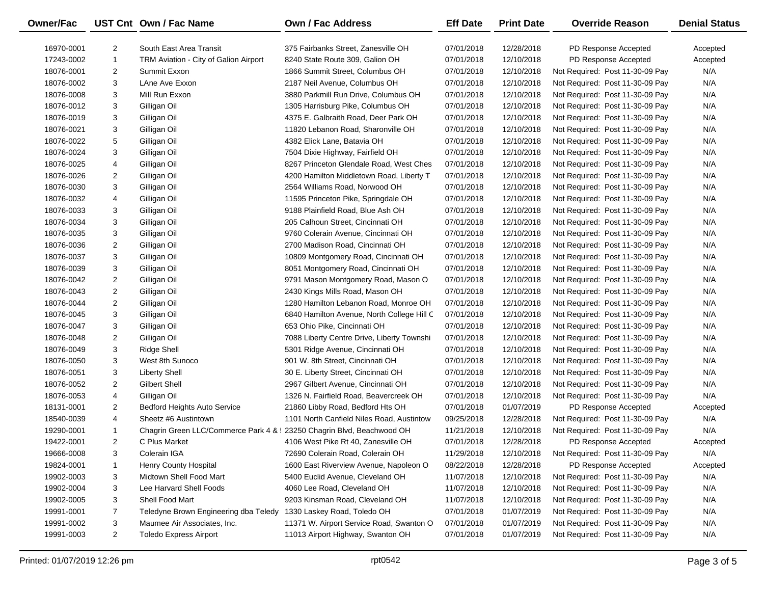| Owner/Fac | UST Cnt | Own / Fac Name | Own / Fac Address | Eff Date | Print Date | Override Reason | Denial Status |
|---|---|---|---|---|---|---|---|
| 16970-0001 | 2 | South East Area Transit | 375 Fairbanks Street, Zanesville OH | 07/01/2018 | 12/28/2018 | PD Response Accepted | Accepted |
| 17243-0002 | 1 | TRM Aviation - City of Galion Airport | 8240 State Route 309, Galion OH | 07/01/2018 | 12/10/2018 | PD Response Accepted | Accepted |
| 18076-0001 | 2 | Summit Exxon | 1866 Summit Street, Columbus OH | 07/01/2018 | 12/10/2018 | Not Required: Post 11-30-09 Pay | N/A |
| 18076-0002 | 3 | LAne Ave Exxon | 2187 Neil Avenue, Columbus OH | 07/01/2018 | 12/10/2018 | Not Required: Post 11-30-09 Pay | N/A |
| 18076-0008 | 3 | Mill Run Exxon | 3880 Parkmill Run Drive, Columbus OH | 07/01/2018 | 12/10/2018 | Not Required: Post 11-30-09 Pay | N/A |
| 18076-0012 | 3 | Gilligan Oil | 1305 Harrisburg Pike, Columbus OH | 07/01/2018 | 12/10/2018 | Not Required: Post 11-30-09 Pay | N/A |
| 18076-0019 | 3 | Gilligan Oil | 4375 E. Galbraith Road, Deer Park OH | 07/01/2018 | 12/10/2018 | Not Required: Post 11-30-09 Pay | N/A |
| 18076-0021 | 3 | Gilligan Oil | 11820 Lebanon Road, Sharonville OH | 07/01/2018 | 12/10/2018 | Not Required: Post 11-30-09 Pay | N/A |
| 18076-0022 | 5 | Gilligan Oil | 4382 Elick Lane, Batavia OH | 07/01/2018 | 12/10/2018 | Not Required: Post 11-30-09 Pay | N/A |
| 18076-0024 | 3 | Gilligan Oil | 7504 Dixie Highway, Fairfield OH | 07/01/2018 | 12/10/2018 | Not Required: Post 11-30-09 Pay | N/A |
| 18076-0025 | 4 | Gilligan Oil | 8267 Princeton Glendale Road, West Ches | 07/01/2018 | 12/10/2018 | Not Required: Post 11-30-09 Pay | N/A |
| 18076-0026 | 2 | Gilligan Oil | 4200 Hamilton Middletown Road, Liberty T | 07/01/2018 | 12/10/2018 | Not Required: Post 11-30-09 Pay | N/A |
| 18076-0030 | 3 | Gilligan Oil | 2564 Williams Road, Norwood OH | 07/01/2018 | 12/10/2018 | Not Required: Post 11-30-09 Pay | N/A |
| 18076-0032 | 4 | Gilligan Oil | 11595 Princeton Pike, Springdale OH | 07/01/2018 | 12/10/2018 | Not Required: Post 11-30-09 Pay | N/A |
| 18076-0033 | 3 | Gilligan Oil | 9188 Plainfield Road, Blue Ash OH | 07/01/2018 | 12/10/2018 | Not Required: Post 11-30-09 Pay | N/A |
| 18076-0034 | 3 | Gilligan Oil | 205 Calhoun Street, Cincinnati OH | 07/01/2018 | 12/10/2018 | Not Required: Post 11-30-09 Pay | N/A |
| 18076-0035 | 3 | Gilligan Oil | 9760 Colerain Avenue, Cincinnati OH | 07/01/2018 | 12/10/2018 | Not Required: Post 11-30-09 Pay | N/A |
| 18076-0036 | 2 | Gilligan Oil | 2700 Madison Road, Cincinnati OH | 07/01/2018 | 12/10/2018 | Not Required: Post 11-30-09 Pay | N/A |
| 18076-0037 | 3 | Gilligan Oil | 10809 Montgomery Road, Cincinnati OH | 07/01/2018 | 12/10/2018 | Not Required: Post 11-30-09 Pay | N/A |
| 18076-0039 | 3 | Gilligan Oil | 8051 Montgomery Road, Cincinnati OH | 07/01/2018 | 12/10/2018 | Not Required: Post 11-30-09 Pay | N/A |
| 18076-0042 | 2 | Gilligan Oil | 9791 Mason Montgomery Road, Mason O | 07/01/2018 | 12/10/2018 | Not Required: Post 11-30-09 Pay | N/A |
| 18076-0043 | 2 | Gilligan Oil | 2430 Kings Mills Road, Mason OH | 07/01/2018 | 12/10/2018 | Not Required: Post 11-30-09 Pay | N/A |
| 18076-0044 | 2 | Gilligan Oil | 1280 Hamilton Lebanon Road, Monroe OH | 07/01/2018 | 12/10/2018 | Not Required: Post 11-30-09 Pay | N/A |
| 18076-0045 | 3 | Gilligan Oil | 6840 Hamilton Avenue, North College Hill C | 07/01/2018 | 12/10/2018 | Not Required: Post 11-30-09 Pay | N/A |
| 18076-0047 | 3 | Gilligan Oil | 653 Ohio Pike, Cincinnati OH | 07/01/2018 | 12/10/2018 | Not Required: Post 11-30-09 Pay | N/A |
| 18076-0048 | 2 | Gilligan Oil | 7088 Liberty Centre Drive, Liberty Townshi | 07/01/2018 | 12/10/2018 | Not Required: Post 11-30-09 Pay | N/A |
| 18076-0049 | 3 | Ridge Shell | 5301 Ridge Avenue, Cincinnati OH | 07/01/2018 | 12/10/2018 | Not Required: Post 11-30-09 Pay | N/A |
| 18076-0050 | 3 | West 8th Sunoco | 901 W. 8th Street, Cincinnati OH | 07/01/2018 | 12/10/2018 | Not Required: Post 11-30-09 Pay | N/A |
| 18076-0051 | 3 | Liberty Shell | 30 E. Liberty Street, Cincinnati OH | 07/01/2018 | 12/10/2018 | Not Required: Post 11-30-09 Pay | N/A |
| 18076-0052 | 2 | Gilbert Shell | 2967 Gilbert Avenue, Cincinnati OH | 07/01/2018 | 12/10/2018 | Not Required: Post 11-30-09 Pay | N/A |
| 18076-0053 | 4 | Gilligan Oil | 1326 N. Fairfield Road, Beavercreek OH | 07/01/2018 | 12/10/2018 | Not Required: Post 11-30-09 Pay | N/A |
| 18131-0001 | 2 | Bedford Heights Auto Service | 21860 Libby Road, Bedford Hts OH | 07/01/2018 | 01/07/2019 | PD Response Accepted | Accepted |
| 18540-0039 | 4 | Sheetz #6 Austintown | 1101 North Canfield Niles Road, Austintow | 09/25/2018 | 12/28/2018 | Not Required: Post 11-30-09 Pay | N/A |
| 19290-0001 | 1 | Chagrin Green LLC/Commerce Park 4 & ! | 23250 Chagrin Blvd, Beachwood OH | 11/21/2018 | 12/10/2018 | Not Required: Post 11-30-09 Pay | N/A |
| 19422-0001 | 2 | C Plus Market | 4106 West Pike Rt 40, Zanesville OH | 07/01/2018 | 12/28/2018 | PD Response Accepted | Accepted |
| 19666-0008 | 3 | Colerain IGA | 72690 Colerain Road, Colerain OH | 11/29/2018 | 12/10/2018 | Not Required: Post 11-30-09 Pay | N/A |
| 19824-0001 | 1 | Henry County Hospital | 1600 East Riverview Avenue, Napoleon O | 08/22/2018 | 12/28/2018 | PD Response Accepted | Accepted |
| 19902-0003 | 3 | Midtown Shell Food Mart | 5400 Euclid Avenue, Cleveland OH | 11/07/2018 | 12/10/2018 | Not Required: Post 11-30-09 Pay | N/A |
| 19902-0004 | 3 | Lee Harvard Shell Foods | 4060 Lee Road, Cleveland OH | 11/07/2018 | 12/10/2018 | Not Required: Post 11-30-09 Pay | N/A |
| 19902-0005 | 3 | Shell Food Mart | 9203 Kinsman Road, Cleveland OH | 11/07/2018 | 12/10/2018 | Not Required: Post 11-30-09 Pay | N/A |
| 19991-0001 | 7 | Teledyne Brown Engineering dba Teledy | 1330 Laskey Road, Toledo OH | 07/01/2018 | 01/07/2019 | Not Required: Post 11-30-09 Pay | N/A |
| 19991-0002 | 3 | Maumee Air Associates, Inc. | 11371 W. Airport Service Road, Swanton O | 07/01/2018 | 01/07/2019 | Not Required: Post 11-30-09 Pay | N/A |
| 19991-0003 | 2 | Toledo Express Airport | 11013 Airport Highway, Swanton OH | 07/01/2018 | 01/07/2019 | Not Required: Post 11-30-09 Pay | N/A |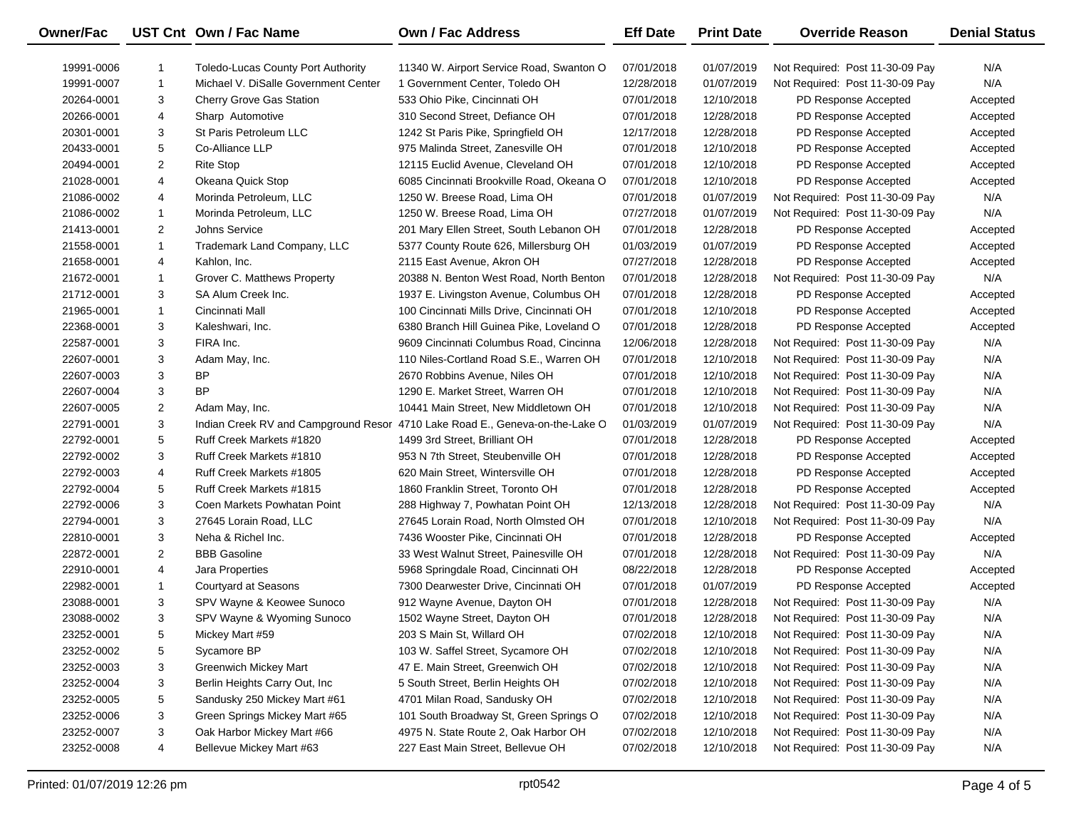| Owner/Fac | UST Cnt | Own / Fac Name | Own / Fac Address | Eff Date | Print Date | Override Reason | Denial Status |
|---|---|---|---|---|---|---|---|
| 19991-0006 | 1 | Toledo-Lucas County Port Authority | 11340 W. Airport Service Road, Swanton O | 07/01/2018 | 01/07/2019 | Not Required: Post 11-30-09 Pay | N/A |
| 19991-0007 | 1 | Michael V. DiSalle Government Center | 1 Government Center, Toledo OH | 12/28/2018 | 01/07/2019 | Not Required: Post 11-30-09 Pay | N/A |
| 20264-0001 | 3 | Cherry Grove Gas Station | 533 Ohio Pike, Cincinnati OH | 07/01/2018 | 12/10/2018 | PD Response Accepted | Accepted |
| 20266-0001 | 4 | Sharp Automotive | 310 Second Street, Defiance OH | 07/01/2018 | 12/28/2018 | PD Response Accepted | Accepted |
| 20301-0001 | 3 | St Paris Petroleum LLC | 1242 St Paris Pike, Springfield OH | 12/17/2018 | 12/28/2018 | PD Response Accepted | Accepted |
| 20433-0001 | 5 | Co-Alliance LLP | 975 Malinda Street, Zanesville OH | 07/01/2018 | 12/10/2018 | PD Response Accepted | Accepted |
| 20494-0001 | 2 | Rite Stop | 12115 Euclid Avenue, Cleveland OH | 07/01/2018 | 12/10/2018 | PD Response Accepted | Accepted |
| 21028-0001 | 4 | Okeana Quick Stop | 6085 Cincinnati Brookville Road, Okeana O | 07/01/2018 | 12/10/2018 | PD Response Accepted | Accepted |
| 21086-0002 | 4 | Morinda Petroleum, LLC | 1250 W. Breese Road, Lima OH | 07/01/2018 | 01/07/2019 | Not Required: Post 11-30-09 Pay | N/A |
| 21086-0002 | 1 | Morinda Petroleum, LLC | 1250 W. Breese Road, Lima OH | 07/27/2018 | 01/07/2019 | Not Required: Post 11-30-09 Pay | N/A |
| 21413-0001 | 2 | Johns Service | 201 Mary Ellen Street, South Lebanon OH | 07/01/2018 | 12/28/2018 | PD Response Accepted | Accepted |
| 21558-0001 | 1 | Trademark Land Company, LLC | 5377 County Route 626, Millersburg OH | 01/03/2019 | 01/07/2019 | PD Response Accepted | Accepted |
| 21658-0001 | 4 | Kahlon, Inc. | 2115 East Avenue, Akron OH | 07/27/2018 | 12/28/2018 | PD Response Accepted | Accepted |
| 21672-0001 | 1 | Grover C. Matthews Property | 20388 N. Benton West Road, North Benton | 07/01/2018 | 12/28/2018 | Not Required: Post 11-30-09 Pay | N/A |
| 21712-0001 | 3 | SA Alum Creek Inc. | 1937 E. Livingston Avenue, Columbus OH | 07/01/2018 | 12/28/2018 | PD Response Accepted | Accepted |
| 21965-0001 | 1 | Cincinnati Mall | 100 Cincinnati Mills Drive, Cincinnati OH | 07/01/2018 | 12/10/2018 | PD Response Accepted | Accepted |
| 22368-0001 | 3 | Kaleshwari, Inc. | 6380 Branch Hill Guinea Pike, Loveland O | 07/01/2018 | 12/28/2018 | PD Response Accepted | Accepted |
| 22587-0001 | 3 | FIRA Inc. | 9609 Cincinnati Columbus Road, Cincinna | 12/06/2018 | 12/28/2018 | Not Required: Post 11-30-09 Pay | N/A |
| 22607-0001 | 3 | Adam May, Inc. | 110 Niles-Cortland Road S.E., Warren OH | 07/01/2018 | 12/10/2018 | Not Required: Post 11-30-09 Pay | N/A |
| 22607-0003 | 3 | BP | 2670 Robbins Avenue, Niles OH | 07/01/2018 | 12/10/2018 | Not Required: Post 11-30-09 Pay | N/A |
| 22607-0004 | 3 | BP | 1290 E. Market Street, Warren OH | 07/01/2018 | 12/10/2018 | Not Required: Post 11-30-09 Pay | N/A |
| 22607-0005 | 2 | Adam May, Inc. | 10441 Main Street, New Middletown OH | 07/01/2018 | 12/10/2018 | Not Required: Post 11-30-09 Pay | N/A |
| 22791-0001 | 3 | Indian Creek RV and Campground Resor | 4710 Lake Road E., Geneva-on-the-Lake O | 01/03/2019 | 01/07/2019 | Not Required: Post 11-30-09 Pay | N/A |
| 22792-0001 | 5 | Ruff Creek Markets #1820 | 1499 3rd Street, Brilliant OH | 07/01/2018 | 12/28/2018 | PD Response Accepted | Accepted |
| 22792-0002 | 3 | Ruff Creek Markets #1810 | 953 N 7th Street, Steubenville OH | 07/01/2018 | 12/28/2018 | PD Response Accepted | Accepted |
| 22792-0003 | 4 | Ruff Creek Markets #1805 | 620 Main Street, Wintersville OH | 07/01/2018 | 12/28/2018 | PD Response Accepted | Accepted |
| 22792-0004 | 5 | Ruff Creek Markets #1815 | 1860 Franklin Street, Toronto OH | 07/01/2018 | 12/28/2018 | PD Response Accepted | Accepted |
| 22792-0006 | 3 | Coen Markets Powhatan Point | 288 Highway 7, Powhatan Point OH | 12/13/2018 | 12/28/2018 | Not Required: Post 11-30-09 Pay | N/A |
| 22794-0001 | 3 | 27645 Lorain Road, LLC | 27645 Lorain Road, North Olmsted OH | 07/01/2018 | 12/10/2018 | Not Required: Post 11-30-09 Pay | N/A |
| 22810-0001 | 3 | Neha & Richel Inc. | 7436 Wooster Pike, Cincinnati OH | 07/01/2018 | 12/28/2018 | PD Response Accepted | Accepted |
| 22872-0001 | 2 | BBB Gasoline | 33 West Walnut Street, Painesville OH | 07/01/2018 | 12/28/2018 | Not Required: Post 11-30-09 Pay | N/A |
| 22910-0001 | 4 | Jara Properties | 5968 Springdale Road, Cincinnati OH | 08/22/2018 | 12/28/2018 | PD Response Accepted | Accepted |
| 22982-0001 | 1 | Courtyard at Seasons | 7300 Dearwester Drive, Cincinnati OH | 07/01/2018 | 01/07/2019 | PD Response Accepted | Accepted |
| 23088-0001 | 3 | SPV Wayne & Keowee Sunoco | 912 Wayne Avenue, Dayton OH | 07/01/2018 | 12/28/2018 | Not Required: Post 11-30-09 Pay | N/A |
| 23088-0002 | 3 | SPV Wayne & Wyoming Sunoco | 1502 Wayne Street, Dayton OH | 07/01/2018 | 12/28/2018 | Not Required: Post 11-30-09 Pay | N/A |
| 23252-0001 | 5 | Mickey Mart #59 | 203 S Main St, Willard OH | 07/02/2018 | 12/10/2018 | Not Required: Post 11-30-09 Pay | N/A |
| 23252-0002 | 5 | Sycamore BP | 103 W. Saffel Street, Sycamore OH | 07/02/2018 | 12/10/2018 | Not Required: Post 11-30-09 Pay | N/A |
| 23252-0003 | 3 | Greenwich Mickey Mart | 47 E. Main Street, Greenwich OH | 07/02/2018 | 12/10/2018 | Not Required: Post 11-30-09 Pay | N/A |
| 23252-0004 | 3 | Berlin Heights Carry Out, Inc | 5 South Street, Berlin Heights OH | 07/02/2018 | 12/10/2018 | Not Required: Post 11-30-09 Pay | N/A |
| 23252-0005 | 5 | Sandusky 250 Mickey Mart #61 | 4701 Milan Road, Sandusky OH | 07/02/2018 | 12/10/2018 | Not Required: Post 11-30-09 Pay | N/A |
| 23252-0006 | 3 | Green Springs Mickey Mart #65 | 101 South Broadway St, Green Springs O | 07/02/2018 | 12/10/2018 | Not Required: Post 11-30-09 Pay | N/A |
| 23252-0007 | 3 | Oak Harbor Mickey Mart #66 | 4975 N. State Route 2, Oak Harbor OH | 07/02/2018 | 12/10/2018 | Not Required: Post 11-30-09 Pay | N/A |
| 23252-0008 | 4 | Bellevue Mickey Mart #63 | 227 East Main Street, Bellevue OH | 07/02/2018 | 12/10/2018 | Not Required: Post 11-30-09 Pay | N/A |

Printed: 01/07/2019 12:26 pm rpt0542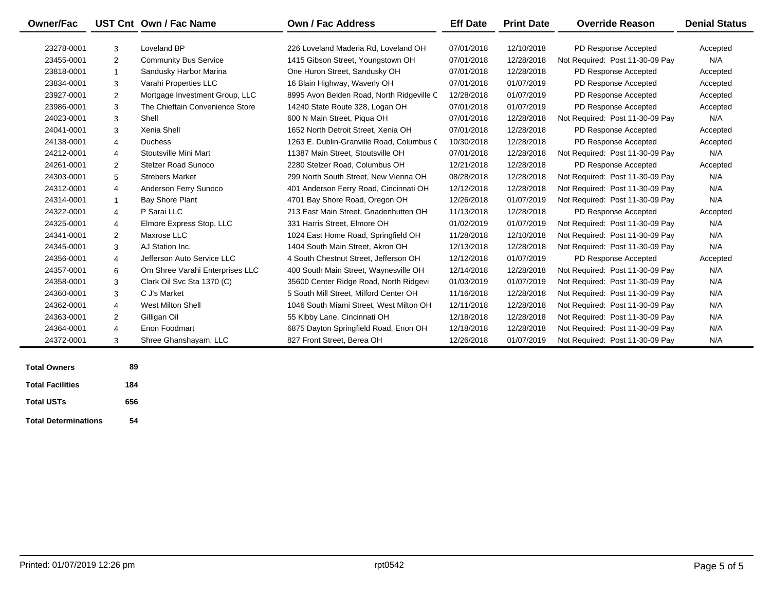| Owner/Fac | UST Cnt | Own / Fac Name | Own / Fac Address | Eff Date | Print Date | Override Reason | Denial Status |
|---|---|---|---|---|---|---|---|
| 23278-0001 | 3 | Loveland BP | 226 Loveland Maderia Rd, Loveland OH | 07/01/2018 | 12/10/2018 | PD Response Accepted | Accepted |
| 23455-0001 | 2 | Community Bus Service | 1415 Gibson Street, Youngstown OH | 07/01/2018 | 12/28/2018 | Not Required: Post 11-30-09 Pay | N/A |
| 23818-0001 | 1 | Sandusky Harbor Marina | One Huron Street, Sandusky OH | 07/01/2018 | 12/28/2018 | PD Response Accepted | Accepted |
| 23834-0001 | 3 | Varahi Properties LLC | 16 Blain Highway, Waverly OH | 07/01/2018 | 01/07/2019 | PD Response Accepted | Accepted |
| 23927-0001 | 2 | Mortgage Investment Group, LLC | 8995 Avon Belden Road, North Ridgeville C | 12/28/2018 | 01/07/2019 | PD Response Accepted | Accepted |
| 23986-0001 | 3 | The Chieftain Convenience Store | 14240 State Route 328, Logan OH | 07/01/2018 | 01/07/2019 | PD Response Accepted | Accepted |
| 24023-0001 | 3 | Shell | 600 N Main Street, Piqua OH | 07/01/2018 | 12/28/2018 | Not Required: Post 11-30-09 Pay | N/A |
| 24041-0001 | 3 | Xenia Shell | 1652 North Detroit Street, Xenia OH | 07/01/2018 | 12/28/2018 | PD Response Accepted | Accepted |
| 24138-0001 | 4 | Duchess | 1263 E. Dublin-Granville Road, Columbus C | 10/30/2018 | 12/28/2018 | PD Response Accepted | Accepted |
| 24212-0001 | 4 | Stoutsville Mini Mart | 11387 Main Street, Stoutsville OH | 07/01/2018 | 12/28/2018 | Not Required: Post 11-30-09 Pay | N/A |
| 24261-0001 | 2 | Stelzer Road Sunoco | 2280 Stelzer Road, Columbus OH | 12/21/2018 | 12/28/2018 | PD Response Accepted | Accepted |
| 24303-0001 | 5 | Strebers Market | 299 North South Street, New Vienna OH | 08/28/2018 | 12/28/2018 | Not Required: Post 11-30-09 Pay | N/A |
| 24312-0001 | 4 | Anderson Ferry Sunoco | 401 Anderson Ferry Road, Cincinnati OH | 12/12/2018 | 12/28/2018 | Not Required: Post 11-30-09 Pay | N/A |
| 24314-0001 | 1 | Bay Shore Plant | 4701 Bay Shore Road, Oregon OH | 12/26/2018 | 01/07/2019 | Not Required: Post 11-30-09 Pay | N/A |
| 24322-0001 | 4 | P Sarai LLC | 213 East Main Street, Gnadenhutten OH | 11/13/2018 | 12/28/2018 | PD Response Accepted | Accepted |
| 24325-0001 | 4 | Elmore Express Stop, LLC | 331 Harris Street, Elmore OH | 01/02/2019 | 01/07/2019 | Not Required: Post 11-30-09 Pay | N/A |
| 24341-0001 | 2 | Maxrose LLC | 1024 East Home Road, Springfield OH | 11/28/2018 | 12/10/2018 | Not Required: Post 11-30-09 Pay | N/A |
| 24345-0001 | 3 | AJ Station Inc. | 1404 South Main Street, Akron OH | 12/13/2018 | 12/28/2018 | Not Required: Post 11-30-09 Pay | N/A |
| 24356-0001 | 4 | Jefferson Auto Service LLC | 4 South Chestnut Street, Jefferson OH | 12/12/2018 | 01/07/2019 | PD Response Accepted | Accepted |
| 24357-0001 | 6 | Om Shree Varahi Enterprises LLC | 400 South Main Street, Waynesville OH | 12/14/2018 | 12/28/2018 | Not Required: Post 11-30-09 Pay | N/A |
| 24358-0001 | 3 | Clark Oil Svc Sta 1370 (C) | 35600 Center Ridge Road, North Ridgevi | 01/03/2019 | 01/07/2019 | Not Required: Post 11-30-09 Pay | N/A |
| 24360-0001 | 3 | C J's Market | 5 South Mill Street, Milford Center OH | 11/16/2018 | 12/28/2018 | Not Required: Post 11-30-09 Pay | N/A |
| 24362-0001 | 4 | West Milton Shell | 1046 South Miami Street, West Milton OH | 12/11/2018 | 12/28/2018 | Not Required: Post 11-30-09 Pay | N/A |
| 24363-0001 | 2 | Gilligan Oil | 55 Kibby Lane, Cincinnati OH | 12/18/2018 | 12/28/2018 | Not Required: Post 11-30-09 Pay | N/A |
| 24364-0001 | 4 | Enon Foodmart | 6875 Dayton Springfield Road, Enon OH | 12/18/2018 | 12/28/2018 | Not Required: Post 11-30-09 Pay | N/A |
| 24372-0001 | 3 | Shree Ghanshayam, LLC | 827 Front Street, Berea OH | 12/26/2018 | 01/07/2019 | Not Required: Post 11-30-09 Pay | N/A |

| | |
|---|---|
| **Total Owners** | **89** |
| **Total Facilities** | **184** |
| **Total USTs** | **656** |
| **Total Determinations** | **54** |

Printed: 01/07/2019 12:26 pm rpt0542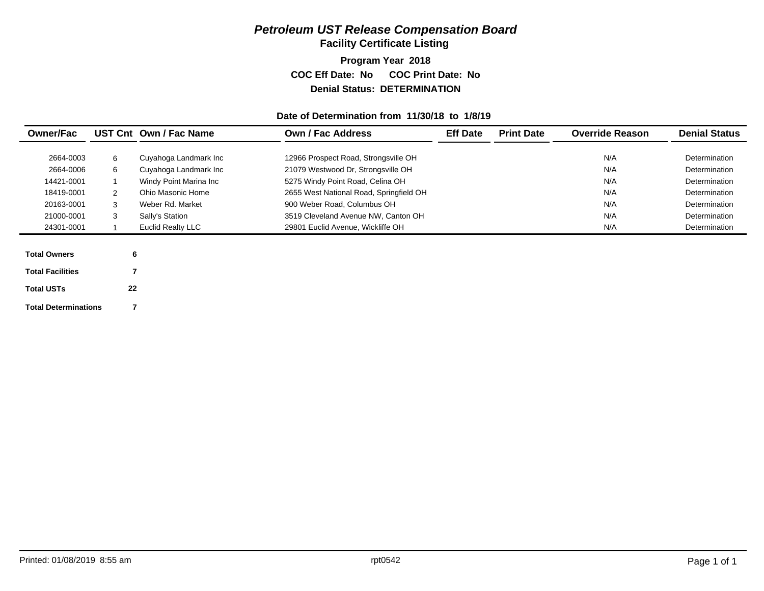# *Petroleum UST Release Compensation Board*

## Facility Certificate Listing

**Program Year 2018**

**COC Eff Date: No COC Print Date: No**

**Denial Status: DETERMINATION**

**Date of Determination from 11/30/18 to 1/8/19**

| Owner/Fac | UST Cnt | Own / Fac Name | Own / Fac Address | Eff Date | Print Date | Override Reason | Denial Status |
|---|---|---|---|---|---|---|---|
| 2664-0003 | 6 | Cuyahoga Landmark Inc | 12966 Prospect Road, Strongsville OH | | | N/A | Determination |
| 2664-0006 | 6 | Cuyahoga Landmark Inc | 21079 Westwood Dr, Strongsville OH | | | N/A | Determination |
| 14421-0001 | 1 | Windy Point Marina Inc | 5275 Windy Point Road, Celina OH | | | N/A | Determination |
| 18419-0001 | 2 | Ohio Masonic Home | 2655 West National Road, Springfield OH | | | N/A | Determination |
| 20163-0001 | 3 | Weber Rd. Market | 900 Weber Road, Columbus OH | | | N/A | Determination |
| 21000-0001 | 3 | Sally's Station | 3519 Cleveland Avenue NW, Canton OH | | | N/A | Determination |
| 24301-0001 | 1 | Euclid Realty LLC | 29801 Euclid Avenue, Wickliffe OH | | | N/A | Determination |

| | |
|---|---|
| **Total Owners** | **6** |
| **Total Facilities** | **7** |
| **Total USTs** | **22** |
| **Total Determinations** | **7** |

Printed: 01/08/2019 8:55 am rpt0542